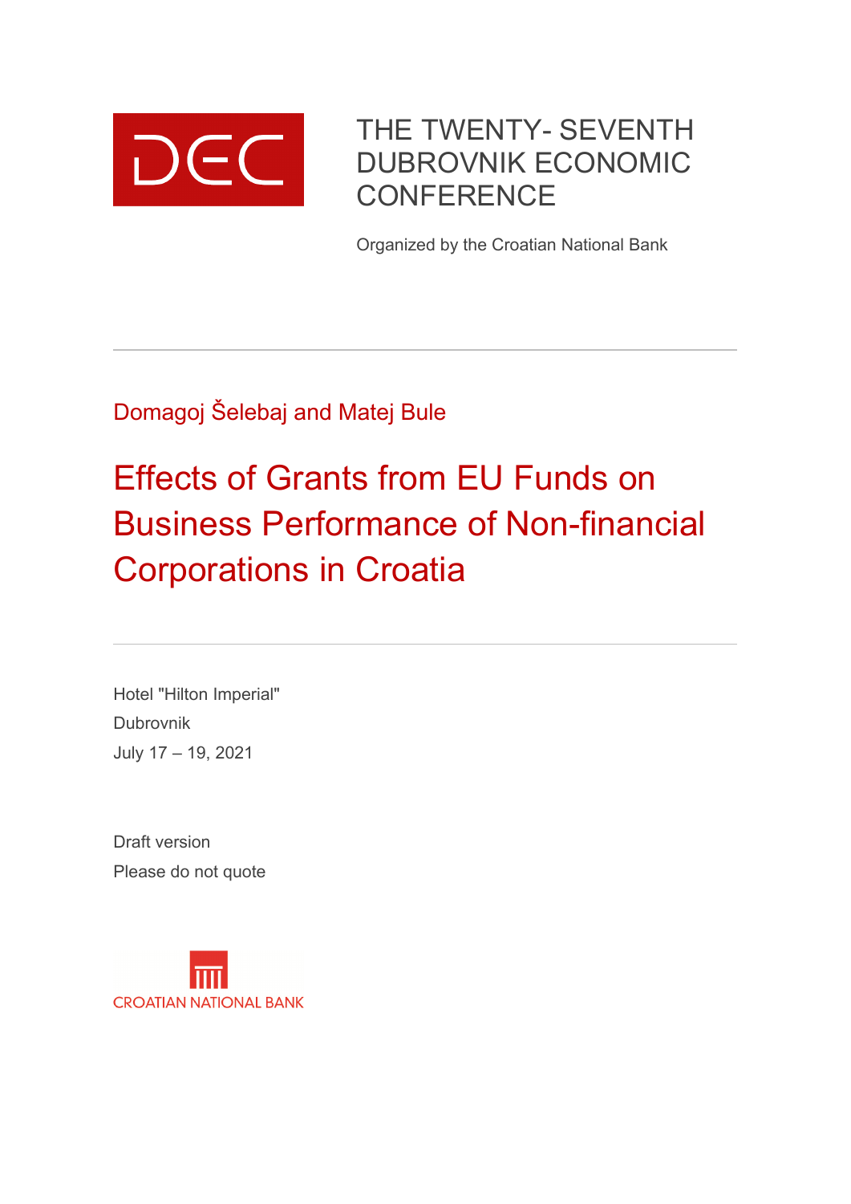DEC

THE TWENTY- SEVENTH DUBROVNIK ECONOMIC CONFERENCE

Organized by the Croatian National Bank

---

Domagoj Šelebaj and Matej Bule

# Effects of Grants from EU Funds on Business Performance of Non-financial Corporations in Croatia

---

Hotel "Hilton Imperial"

Dubrovnik

July 17 – 19, 2021

Draft version

Please do not quote

CROATIAN NATIONAL BANK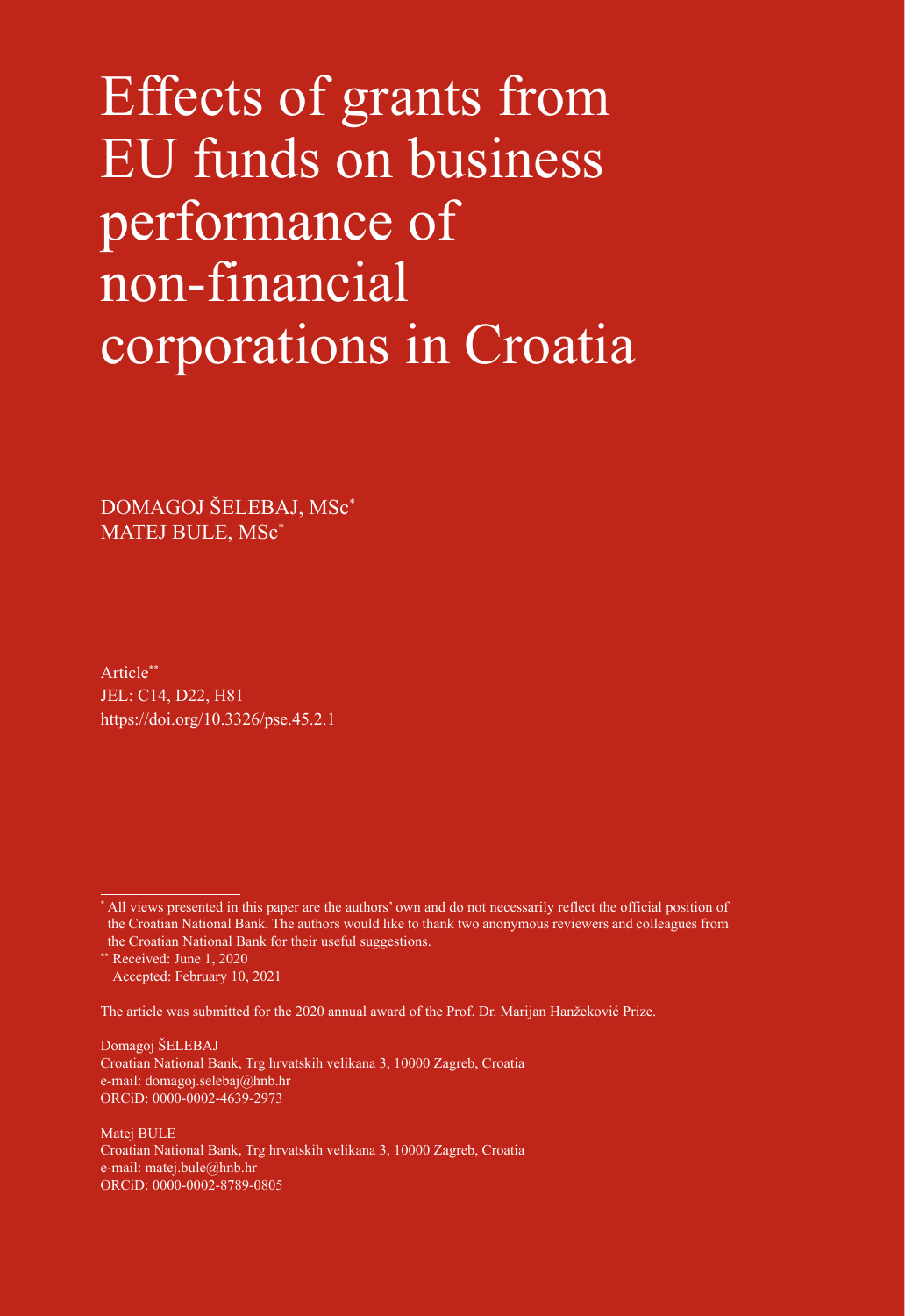# Effects of grants from EU funds on business performance of non-financial corporations in Croatia

DOMAGOJ ŠELEBAJ, MSc*
MATEJ BULE, MSc*

Article**
JEL: C14, D22, H81
https://doi.org/10.3326/pse.45.2.1

---

\* All views presented in this paper are the authors' own and do not necessarily reflect the official position of the Croatian National Bank. The authors would like to thank two anonymous reviewers and colleagues from the Croatian National Bank for their useful suggestions.

\*\* Received: June 1, 2020
Accepted: February 10, 2021

The article was submitted for the 2020 annual award of the Prof. Dr. Marijan Hanžeković Prize.

---

Domagoj ŠELEBAJ
Croatian National Bank, Trg hrvatskih velikana 3, 10000 Zagreb, Croatia
e-mail: domagoj.selebaj@hnb.hr
ORCiD: 0000-0002-4639-2973

Matej BULE
Croatian National Bank, Trg hrvatskih velikana 3, 10000 Zagreb, Croatia
e-mail: matej.bule@hnb.hr
ORCiD: 0000-0002-8789-0805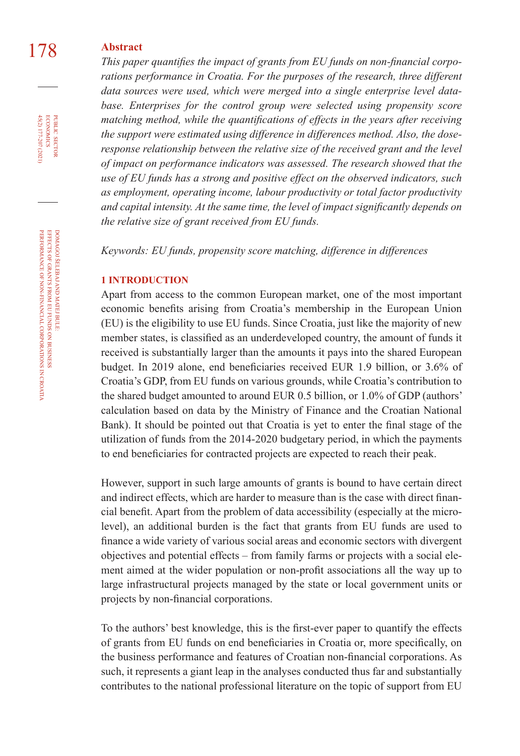## Abstract

*This paper quantifies the impact of grants from EU funds on non-financial corporations performance in Croatia. For the purposes of the research, three different data sources were used, which were merged into a single enterprise level database. Enterprises for the control group were selected using propensity score matching method, while the quantifications of effects in the years after receiving the support were estimated using difference in differences method. Also, the dose-response relationship between the relative size of the received grant and the level of impact on performance indicators was assessed. The research showed that the use of EU funds has a strong and positive effect on the observed indicators, such as employment, operating income, labour productivity or total factor productivity and capital intensity. At the same time, the level of impact significantly depends on the relative size of grant received from EU funds.*

*Keywords: EU funds, propensity score matching, difference in differences*

## 1 INTRODUCTION

Apart from access to the common European market, one of the most important economic benefits arising from Croatia's membership in the European Union (EU) is the eligibility to use EU funds. Since Croatia, just like the majority of new member states, is classified as an underdeveloped country, the amount of funds it received is substantially larger than the amounts it pays into the shared European budget. In 2019 alone, end beneficiaries received EUR 1.9 billion, or 3.6% of Croatia's GDP, from EU funds on various grounds, while Croatia's contribution to the shared budget amounted to around EUR 0.5 billion, or 1.0% of GDP (authors' calculation based on data by the Ministry of Finance and the Croatian National Bank). It should be pointed out that Croatia is yet to enter the final stage of the utilization of funds from the 2014-2020 budgetary period, in which the payments to end beneficiaries for contracted projects are expected to reach their peak.

However, support in such large amounts of grants is bound to have certain direct and indirect effects, which are harder to measure than is the case with direct financial benefit. Apart from the problem of data accessibility (especially at the micro-level), an additional burden is the fact that grants from EU funds are used to finance a wide variety of various social areas and economic sectors with divergent objectives and potential effects – from family farms or projects with a social element aimed at the wider population or non-profit associations all the way up to large infrastructural projects managed by the state or local government units or projects by non-financial corporations.

To the authors' best knowledge, this is the first-ever paper to quantify the effects of grants from EU funds on end beneficiaries in Croatia or, more specifically, on the business performance and features of Croatian non-financial corporations. As such, it represents a giant leap in the analyses conducted thus far and substantially contributes to the national professional literature on the topic of support from EU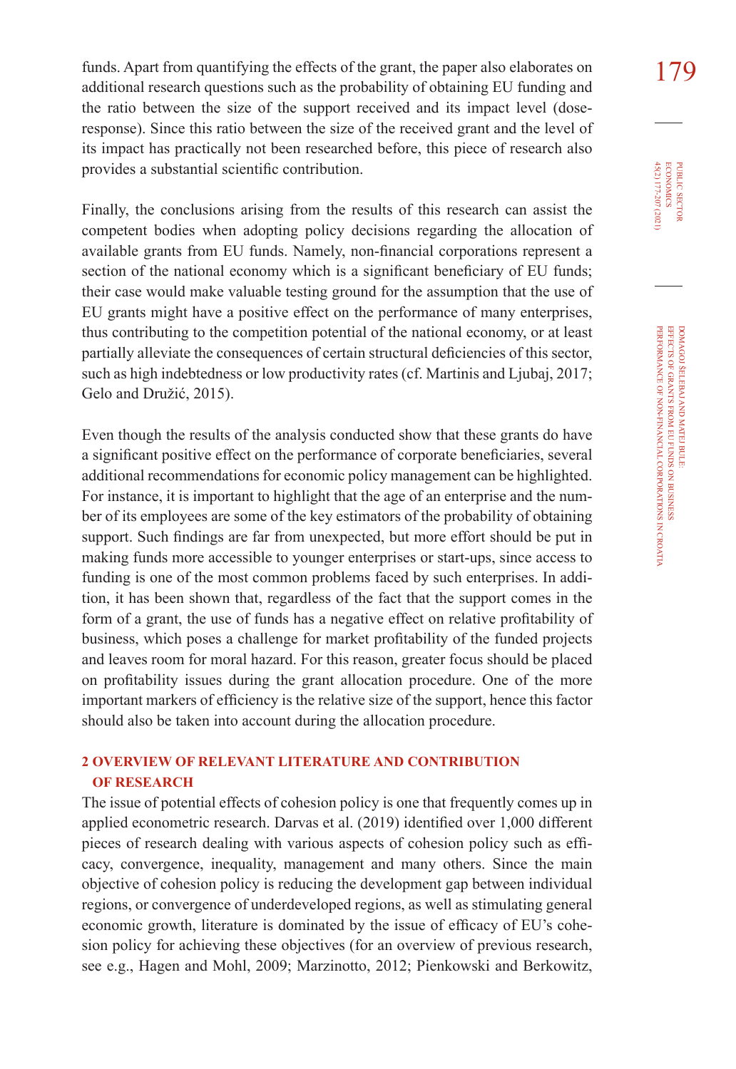funds. Apart from quantifying the effects of the grant, the paper also elaborates on additional research questions such as the probability of obtaining EU funding and the ratio between the size of the support received and its impact level (dose-response). Since this ratio between the size of the received grant and the level of its impact has practically not been researched before, this piece of research also provides a substantial scientific contribution.

Finally, the conclusions arising from the results of this research can assist the competent bodies when adopting policy decisions regarding the allocation of available grants from EU funds. Namely, non-financial corporations represent a section of the national economy which is a significant beneficiary of EU funds; their case would make valuable testing ground for the assumption that the use of EU grants might have a positive effect on the performance of many enterprises, thus contributing to the competition potential of the national economy, or at least partially alleviate the consequences of certain structural deficiencies of this sector, such as high indebtedness or low productivity rates (cf. Martinis and Ljubaj, 2017; Gelo and Družić, 2015).

Even though the results of the analysis conducted show that these grants do have a significant positive effect on the performance of corporate beneficiaries, several additional recommendations for economic policy management can be highlighted. For instance, it is important to highlight that the age of an enterprise and the number of its employees are some of the key estimators of the probability of obtaining support. Such findings are far from unexpected, but more effort should be put in making funds more accessible to younger enterprises or start-ups, since access to funding is one of the most common problems faced by such enterprises. In addition, it has been shown that, regardless of the fact that the support comes in the form of a grant, the use of funds has a negative effect on relative profitability of business, which poses a challenge for market profitability of the funded projects and leaves room for moral hazard. For this reason, greater focus should be placed on profitability issues during the grant allocation procedure. One of the more important markers of efficiency is the relative size of the support, hence this factor should also be taken into account during the allocation procedure.

## 2 OVERVIEW OF RELEVANT LITERATURE AND CONTRIBUTION OF RESEARCH

The issue of potential effects of cohesion policy is one that frequently comes up in applied econometric research. Darvas et al. (2019) identified over 1,000 different pieces of research dealing with various aspects of cohesion policy such as efficacy, convergence, inequality, management and many others. Since the main objective of cohesion policy is reducing the development gap between individual regions, or convergence of underdeveloped regions, as well as stimulating general economic growth, literature is dominated by the issue of efficacy of EU's cohesion policy for achieving these objectives (for an overview of previous research, see e.g., Hagen and Mohl, 2009; Marzinotto, 2012; Pienkowski and Berkowitz,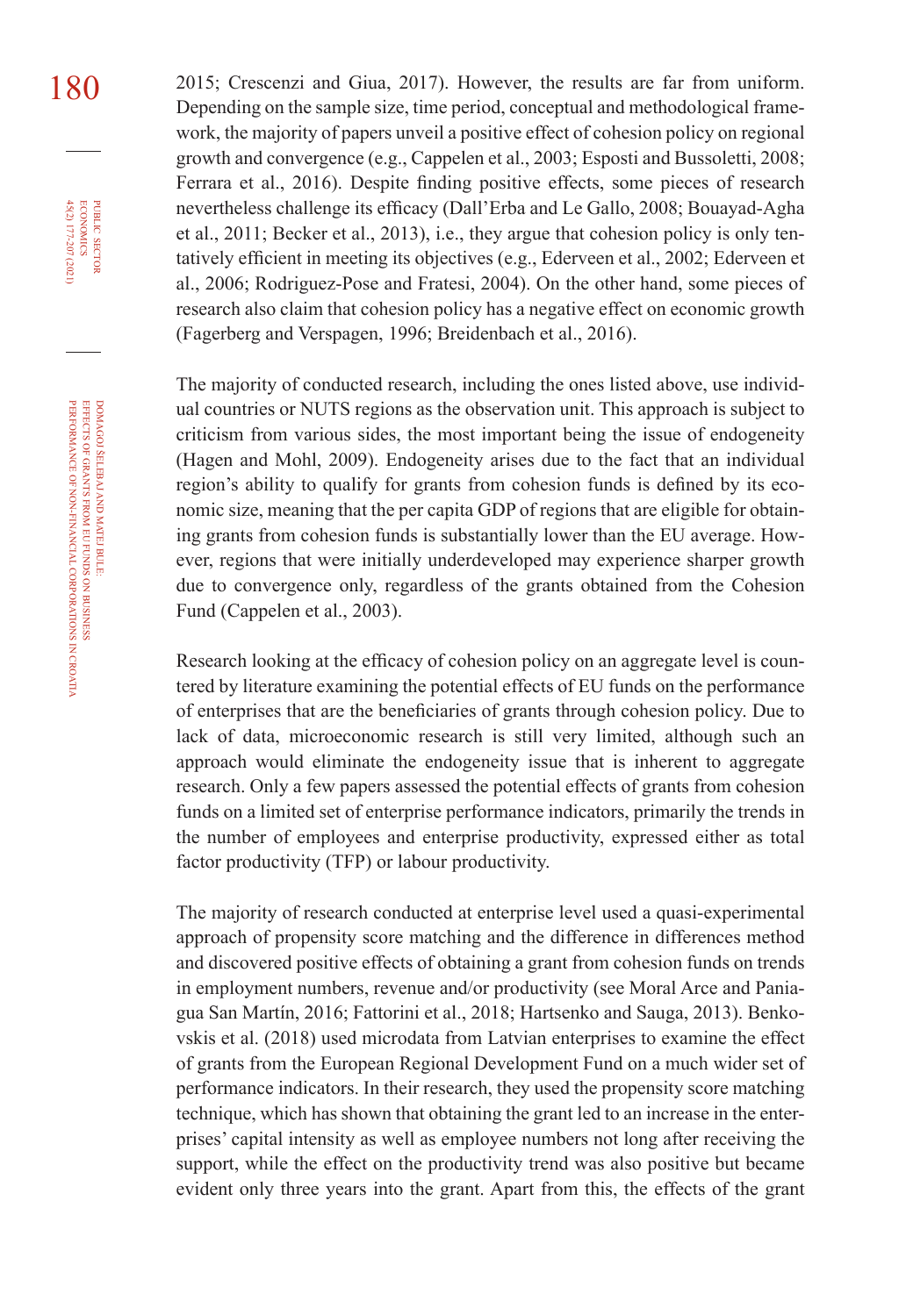2015; Crescenzi and Giua, 2017). However, the results are far from uniform. Depending on the sample size, time period, conceptual and methodological framework, the majority of papers unveil a positive effect of cohesion policy on regional growth and convergence (e.g., Cappelen et al., 2003; Esposti and Bussoletti, 2008; Ferrara et al., 2016). Despite finding positive effects, some pieces of research nevertheless challenge its efficacy (Dall'Erba and Le Gallo, 2008; Bouayad-Agha et al., 2011; Becker et al., 2013), i.e., they argue that cohesion policy is only tentatively efficient in meeting its objectives (e.g., Ederveen et al., 2002; Ederveen et al., 2006; Rodriguez-Pose and Fratesi, 2004). On the other hand, some pieces of research also claim that cohesion policy has a negative effect on economic growth (Fagerberg and Verspagen, 1996; Breidenbach et al., 2016).

The majority of conducted research, including the ones listed above, use individual countries or NUTS regions as the observation unit. This approach is subject to criticism from various sides, the most important being the issue of endogeneity (Hagen and Mohl, 2009). Endogeneity arises due to the fact that an individual region's ability to qualify for grants from cohesion funds is defined by its economic size, meaning that the per capita GDP of regions that are eligible for obtaining grants from cohesion funds is substantially lower than the EU average. However, regions that were initially underdeveloped may experience sharper growth due to convergence only, regardless of the grants obtained from the Cohesion Fund (Cappelen et al., 2003).

Research looking at the efficacy of cohesion policy on an aggregate level is countered by literature examining the potential effects of EU funds on the performance of enterprises that are the beneficiaries of grants through cohesion policy. Due to lack of data, microeconomic research is still very limited, although such an approach would eliminate the endogeneity issue that is inherent to aggregate research. Only a few papers assessed the potential effects of grants from cohesion funds on a limited set of enterprise performance indicators, primarily the trends in the number of employees and enterprise productivity, expressed either as total factor productivity (TFP) or labour productivity.

The majority of research conducted at enterprise level used a quasi-experimental approach of propensity score matching and the difference in differences method and discovered positive effects of obtaining a grant from cohesion funds on trends in employment numbers, revenue and/or productivity (see Moral Arce and Paniagua San Martín, 2016; Fattorini et al., 2018; Hartsenko and Sauga, 2013). Benkovskis et al. (2018) used microdata from Latvian enterprises to examine the effect of grants from the European Regional Development Fund on a much wider set of performance indicators. In their research, they used the propensity score matching technique, which has shown that obtaining the grant led to an increase in the enterprises' capital intensity as well as employee numbers not long after receiving the support, while the effect on the productivity trend was also positive but became evident only three years into the grant. Apart from this, the effects of the grant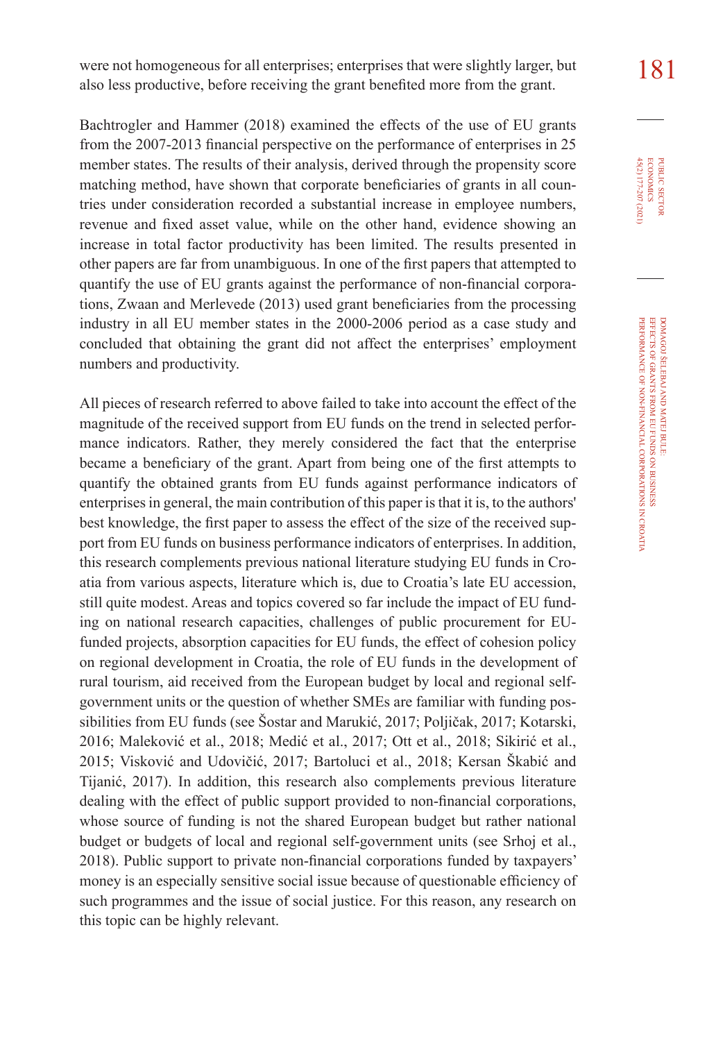were not homogeneous for all enterprises; enterprises that were slightly larger, but also less productive, before receiving the grant benefited more from the grant.

Bachtrogler and Hammer (2018) examined the effects of the use of EU grants from the 2007-2013 financial perspective on the performance of enterprises in 25 member states. The results of their analysis, derived through the propensity score matching method, have shown that corporate beneficiaries of grants in all countries under consideration recorded a substantial increase in employee numbers, revenue and fixed asset value, while on the other hand, evidence showing an increase in total factor productivity has been limited. The results presented in other papers are far from unambiguous. In one of the first papers that attempted to quantify the use of EU grants against the performance of non-financial corporations, Zwaan and Merlevede (2013) used grant beneficiaries from the processing industry in all EU member states in the 2000-2006 period as a case study and concluded that obtaining the grant did not affect the enterprises' employment numbers and productivity.

All pieces of research referred to above failed to take into account the effect of the magnitude of the received support from EU funds on the trend in selected performance indicators. Rather, they merely considered the fact that the enterprise became a beneficiary of the grant. Apart from being one of the first attempts to quantify the obtained grants from EU funds against performance indicators of enterprises in general, the main contribution of this paper is that it is, to the authors' best knowledge, the first paper to assess the effect of the size of the received support from EU funds on business performance indicators of enterprises. In addition, this research complements previous national literature studying EU funds in Croatia from various aspects, literature which is, due to Croatia's late EU accession, still quite modest. Areas and topics covered so far include the impact of EU funding on national research capacities, challenges of public procurement for EU-funded projects, absorption capacities for EU funds, the effect of cohesion policy on regional development in Croatia, the role of EU funds in the development of rural tourism, aid received from the European budget by local and regional self-government units or the question of whether SMEs are familiar with funding possibilities from EU funds (see Šostar and Marukić, 2017; Poljičak, 2017; Kotarski, 2016; Maleković et al., 2018; Medić et al., 2017; Ott et al., 2018; Sikirić et al., 2015; Visković and Udovičić, 2017; Bartoluci et al., 2018; Kersan Škabić and Tijanić, 2017). In addition, this research also complements previous literature dealing with the effect of public support provided to non-financial corporations, whose source of funding is not the shared European budget but rather national budget or budgets of local and regional self-government units (see Srhoj et al., 2018). Public support to private non-financial corporations funded by taxpayers' money is an especially sensitive social issue because of questionable efficiency of such programmes and the issue of social justice. For this reason, any research on this topic can be highly relevant.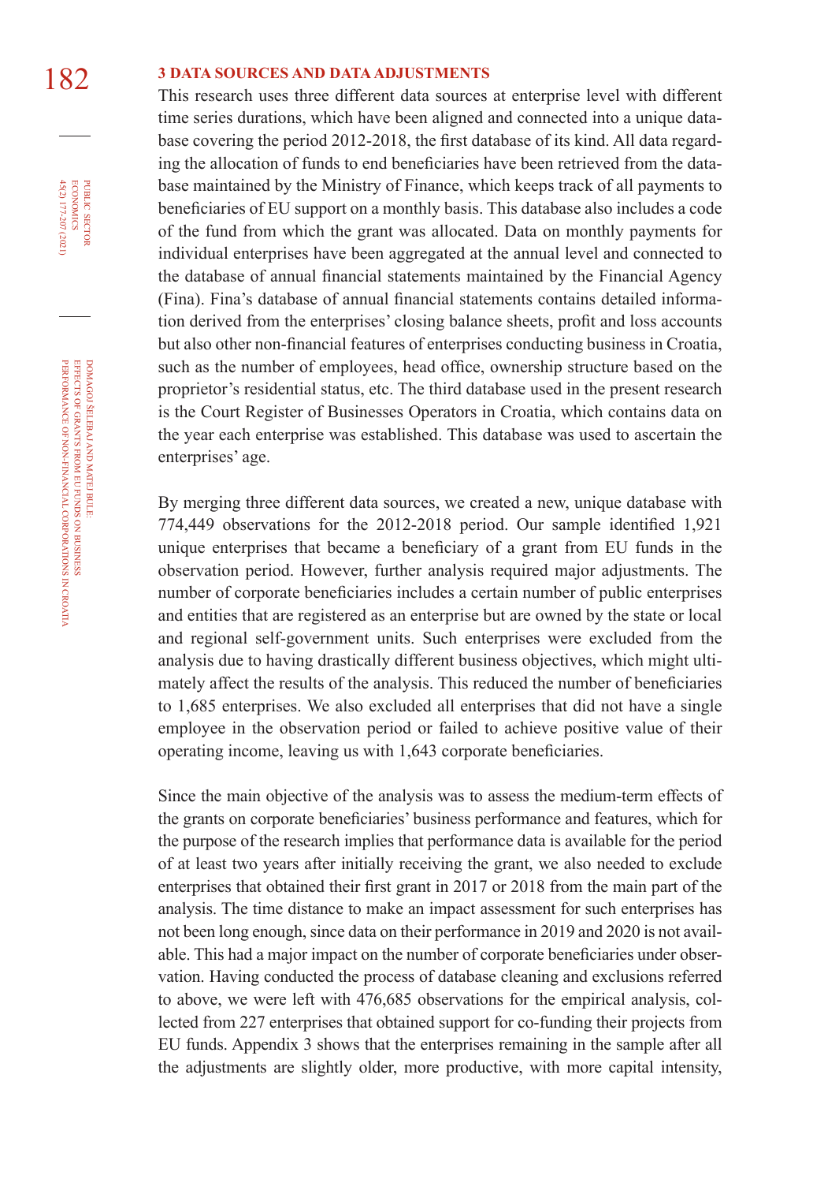## 3 DATA SOURCES AND DATA ADJUSTMENTS

This research uses three different data sources at enterprise level with different time series durations, which have been aligned and connected into a unique database covering the period 2012-2018, the first database of its kind. All data regarding the allocation of funds to end beneficiaries have been retrieved from the database maintained by the Ministry of Finance, which keeps track of all payments to beneficiaries of EU support on a monthly basis. This database also includes a code of the fund from which the grant was allocated. Data on monthly payments for individual enterprises have been aggregated at the annual level and connected to the database of annual financial statements maintained by the Financial Agency (Fina). Fina's database of annual financial statements contains detailed information derived from the enterprises' closing balance sheets, profit and loss accounts but also other non-financial features of enterprises conducting business in Croatia, such as the number of employees, head office, ownership structure based on the proprietor's residential status, etc. The third database used in the present research is the Court Register of Businesses Operators in Croatia, which contains data on the year each enterprise was established. This database was used to ascertain the enterprises' age.

By merging three different data sources, we created a new, unique database with 774,449 observations for the 2012-2018 period. Our sample identified 1,921 unique enterprises that became a beneficiary of a grant from EU funds in the observation period. However, further analysis required major adjustments. The number of corporate beneficiaries includes a certain number of public enterprises and entities that are registered as an enterprise but are owned by the state or local and regional self-government units. Such enterprises were excluded from the analysis due to having drastically different business objectives, which might ultimately affect the results of the analysis. This reduced the number of beneficiaries to 1,685 enterprises. We also excluded all enterprises that did not have a single employee in the observation period or failed to achieve positive value of their operating income, leaving us with 1,643 corporate beneficiaries.

Since the main objective of the analysis was to assess the medium-term effects of the grants on corporate beneficiaries' business performance and features, which for the purpose of the research implies that performance data is available for the period of at least two years after initially receiving the grant, we also needed to exclude enterprises that obtained their first grant in 2017 or 2018 from the main part of the analysis. The time distance to make an impact assessment for such enterprises has not been long enough, since data on their performance in 2019 and 2020 is not available. This had a major impact on the number of corporate beneficiaries under observation. Having conducted the process of database cleaning and exclusions referred to above, we were left with 476,685 observations for the empirical analysis, collected from 227 enterprises that obtained support for co-funding their projects from EU funds. Appendix 3 shows that the enterprises remaining in the sample after all the adjustments are slightly older, more productive, with more capital intensity,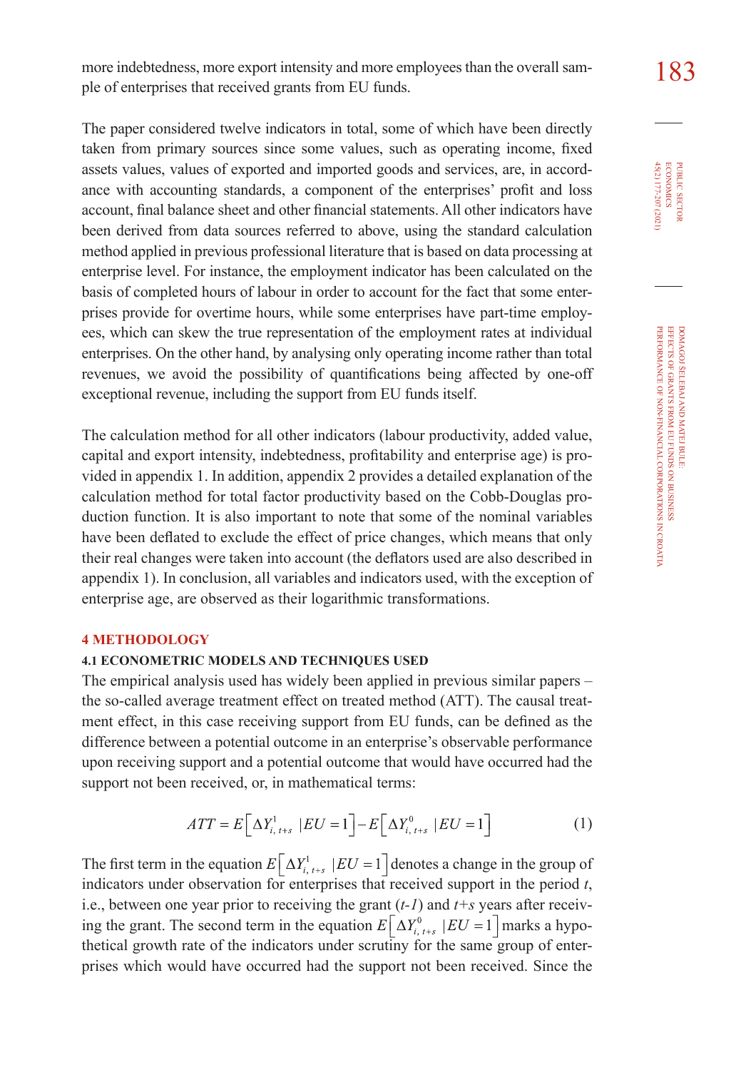more indebtedness, more export intensity and more employees than the overall sample of enterprises that received grants from EU funds.

The paper considered twelve indicators in total, some of which have been directly taken from primary sources since some values, such as operating income, fixed assets values, values of exported and imported goods and services, are, in accordance with accounting standards, a component of the enterprises' profit and loss account, final balance sheet and other financial statements. All other indicators have been derived from data sources referred to above, using the standard calculation method applied in previous professional literature that is based on data processing at enterprise level. For instance, the employment indicator has been calculated on the basis of completed hours of labour in order to account for the fact that some enterprises provide for overtime hours, while some enterprises have part-time employees, which can skew the true representation of the employment rates at individual enterprises. On the other hand, by analysing only operating income rather than total revenues, we avoid the possibility of quantifications being affected by one-off exceptional revenue, including the support from EU funds itself.

The calculation method for all other indicators (labour productivity, added value, capital and export intensity, indebtedness, profitability and enterprise age) is provided in appendix 1. In addition, appendix 2 provides a detailed explanation of the calculation method for total factor productivity based on the Cobb-Douglas production function. It is also important to note that some of the nominal variables have been deflated to exclude the effect of price changes, which means that only their real changes were taken into account (the deflators used are also described in appendix 1). In conclusion, all variables and indicators used, with the exception of enterprise age, are observed as their logarithmic transformations.

## 4 METHODOLOGY

### 4.1 ECONOMETRIC MODELS AND TECHNIQUES USED

The empirical analysis used has widely been applied in previous similar papers – the so-called average treatment effect on treated method (ATT). The causal treatment effect, in this case receiving support from EU funds, can be defined as the difference between a potential outcome in an enterprise's observable performance upon receiving support and a potential outcome that would have occurred had the support not been received, or, in mathematical terms:

$$ATT = E\left[\Delta Y^{1}_{i,\,t+s} \mid EU = 1\right] - E\left[\Delta Y^{0}_{i,\,t+s} \mid EU = 1\right] \tag{1}$$

The first term in the equation $E\left[\Delta Y^{1}_{i,\,t+s} \mid EU = 1\right]$ denotes a change in the group of indicators under observation for enterprises that received support in the period *t*, i.e., between one year prior to receiving the grant (*t-1*) and *t+s* years after receiving the grant. The second term in the equation $E\left[\Delta Y^{0}_{i,\,t+s} \mid EU = 1\right]$ marks a hypothetical growth rate of the indicators under scrutiny for the same group of enterprises which would have occurred had the support not been received. Since the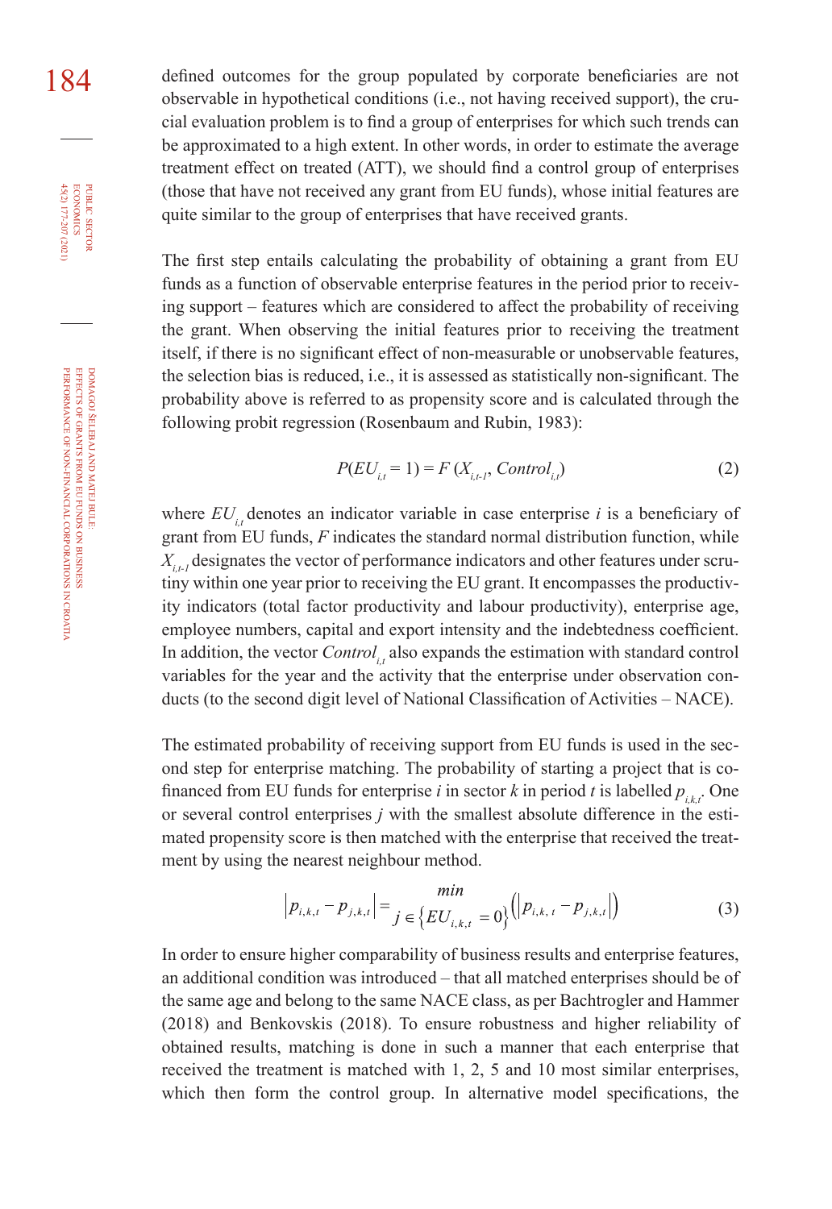defined outcomes for the group populated by corporate beneficiaries are not observable in hypothetical conditions (i.e., not having received support), the crucial evaluation problem is to find a group of enterprises for which such trends can be approximated to a high extent. In other words, in order to estimate the average treatment effect on treated (ATT), we should find a control group of enterprises (those that have not received any grant from EU funds), whose initial features are quite similar to the group of enterprises that have received grants.

The first step entails calculating the probability of obtaining a grant from EU funds as a function of observable enterprise features in the period prior to receiving support – features which are considered to affect the probability of receiving the grant. When observing the initial features prior to receiving the treatment itself, if there is no significant effect of non-measurable or unobservable features, the selection bias is reduced, i.e., it is assessed as statistically non-significant. The probability above is referred to as propensity score and is calculated through the following probit regression (Rosenbaum and Rubin, 1983):

$$P(EU_{i,t} = 1) = F\,(X_{i,t-1}, Control_{i,t}) \tag{2}$$

where $EU_{i,t}$ denotes an indicator variable in case enterprise $i$ is a beneficiary of grant from EU funds, $F$ indicates the standard normal distribution function, while $X_{i,t-1}$ designates the vector of performance indicators and other features under scrutiny within one year prior to receiving the EU grant. It encompasses the productivity indicators (total factor productivity and labour productivity), enterprise age, employee numbers, capital and export intensity and the indebtedness coefficient. In addition, the vector $Control_{i,t}$ also expands the estimation with standard control variables for the year and the activity that the enterprise under observation conducts (to the second digit level of National Classification of Activities – NACE).

The estimated probability of receiving support from EU funds is used in the second step for enterprise matching. The probability of starting a project that is co-financed from EU funds for enterprise $i$ in sector $k$ in period $t$ is labelled $p_{i,k,t}$. One or several control enterprises $j$ with the smallest absolute difference in the estimated propensity score is then matched with the enterprise that received the treatment by using the nearest neighbour method.

$$\left|p_{i,k,t} - p_{j,k,t}\right| = \min_{j \in \{EU_{i,k,t} = 0\}} \left(\left|p_{i,k,t} - p_{j,k,t}\right|\right) \tag{3}$$

In order to ensure higher comparability of business results and enterprise features, an additional condition was introduced – that all matched enterprises should be of the same age and belong to the same NACE class, as per Bachtrogler and Hammer (2018) and Benkovskis (2018). To ensure robustness and higher reliability of obtained results, matching is done in such a manner that each enterprise that received the treatment is matched with 1, 2, 5 and 10 most similar enterprises, which then form the control group. In alternative model specifications, the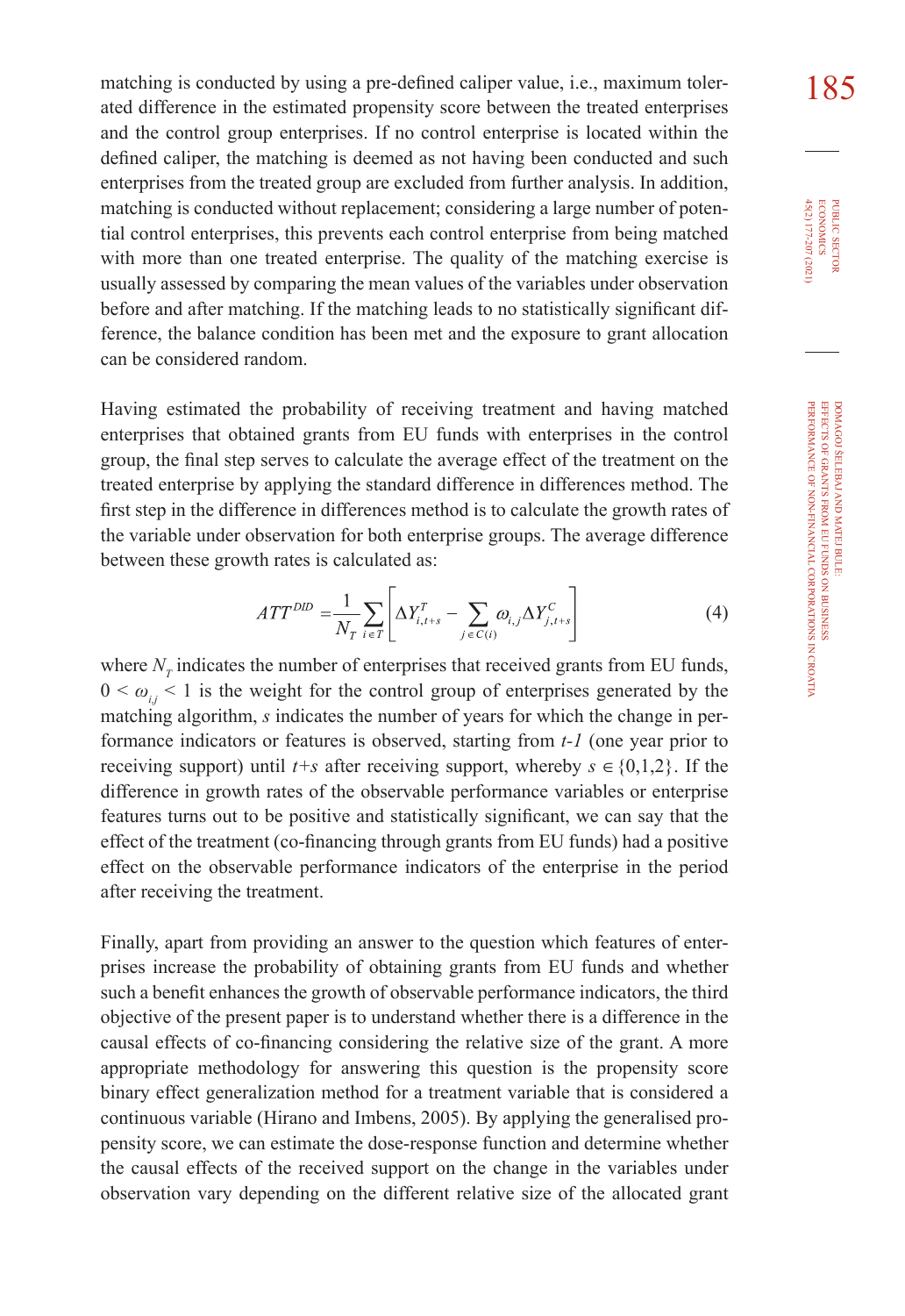matching is conducted by using a pre-defined caliper value, i.e., maximum tolerated difference in the estimated propensity score between the treated enterprises and the control group enterprises. If no control enterprise is located within the defined caliper, the matching is deemed as not having been conducted and such enterprises from the treated group are excluded from further analysis. In addition, matching is conducted without replacement; considering a large number of potential control enterprises, this prevents each control enterprise from being matched with more than one treated enterprise. The quality of the matching exercise is usually assessed by comparing the mean values of the variables under observation before and after matching. If the matching leads to no statistically significant difference, the balance condition has been met and the exposure to grant allocation can be considered random.

Having estimated the probability of receiving treatment and having matched enterprises that obtained grants from EU funds with enterprises in the control group, the final step serves to calculate the average effect of the treatment on the treated enterprise by applying the standard difference in differences method. The first step in the difference in differences method is to calculate the growth rates of the variable under observation for both enterprise groups. The average difference between these growth rates is calculated as:

$$ATT^{DID} = \frac{1}{N_T} \sum_{i \in T} \left[ \Delta Y^{T}_{i,t+s} - \sum_{j \in C(i)} \omega_{i,j} \Delta Y^{C}_{j,t+s} \right] \tag{4}$$

where $N_T$ indicates the number of enterprises that received grants from EU funds, $0 < \omega_{i,j} < 1$ is the weight for the control group of enterprises generated by the matching algorithm, $s$ indicates the number of years for which the change in performance indicators or features is observed, starting from $t-1$ (one year prior to receiving support) until $t+s$ after receiving support, whereby $s \in \{0,1,2\}$. If the difference in growth rates of the observable performance variables or enterprise features turns out to be positive and statistically significant, we can say that the effect of the treatment (co-financing through grants from EU funds) had a positive effect on the observable performance indicators of the enterprise in the period after receiving the treatment.

Finally, apart from providing an answer to the question which features of enterprises increase the probability of obtaining grants from EU funds and whether such a benefit enhances the growth of observable performance indicators, the third objective of the present paper is to understand whether there is a difference in the causal effects of co-financing considering the relative size of the grant. A more appropriate methodology for answering this question is the propensity score binary effect generalization method for a treatment variable that is considered a continuous variable (Hirano and Imbens, 2005). By applying the generalised propensity score, we can estimate the dose-response function and determine whether the causal effects of the received support on the change in the variables under observation vary depending on the different relative size of the allocated grant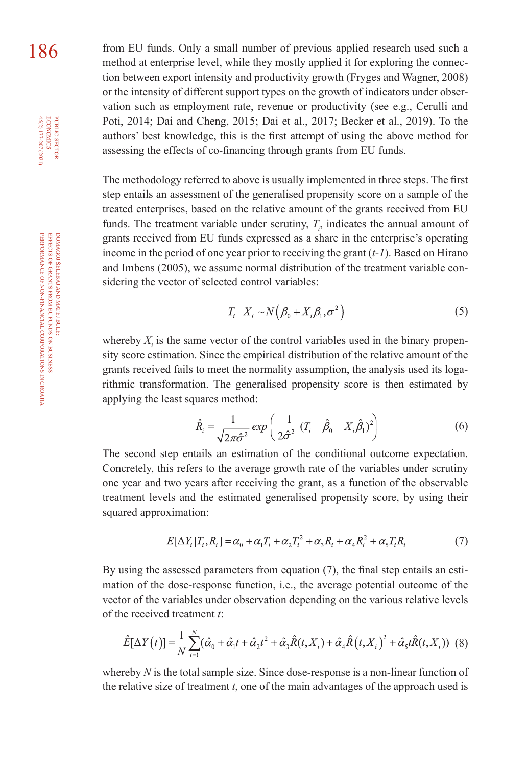from EU funds. Only a small number of previous applied research used such a method at enterprise level, while they mostly applied it for exploring the connection between export intensity and productivity growth (Fryges and Wagner, 2008) or the intensity of different support types on the growth of indicators under observation such as employment rate, revenue or productivity (see e.g., Cerulli and Poti, 2014; Dai and Cheng, 2015; Dai et al., 2017; Becker et al., 2019). To the authors' best knowledge, this is the first attempt of using the above method for assessing the effects of co-financing through grants from EU funds.

The methodology referred to above is usually implemented in three steps. The first step entails an assessment of the generalised propensity score on a sample of the treated enterprises, based on the relative amount of the grants received from EU funds. The treatment variable under scrutiny, $T_i$, indicates the annual amount of grants received from EU funds expressed as a share in the enterprise's operating income in the period of one year prior to receiving the grant (*t-1*). Based on Hirano and Imbens (2005), we assume normal distribution of the treatment variable considering the vector of selected control variables:

$$T_i \mid X_i \sim N\left(\beta_0 + X_i\beta_1, \sigma^2\right) \tag{5}$$

whereby $X_i$ is the same vector of the control variables used in the binary propensity score estimation. Since the empirical distribution of the relative amount of the grants received fails to meet the normality assumption, the analysis used its logarithmic transformation. The generalised propensity score is then estimated by applying the least squares method:

$$\hat{R}_i = \frac{1}{\sqrt{2\pi\hat{\sigma}^2}} exp\left(-\frac{1}{2\hat{\sigma}^2}(T_i - \hat{\beta}_0 - X_i\hat{\beta}_1)^2\right) \tag{6}$$

The second step entails an estimation of the conditional outcome expectation. Concretely, this refers to the average growth rate of the variables under scrutiny one year and two years after receiving the grant, as a function of the observable treatment levels and the estimated generalised propensity score, by using their squared approximation:

$$E[\Delta Y_i \mid T_i, R_i] = \alpha_0 + \alpha_1 T_i + \alpha_2 T_i^2 + \alpha_3 R_i + \alpha_4 R_i^2 + \alpha_5 T_i R_i \tag{7}$$

By using the assessed parameters from equation (7), the final step entails an estimation of the dose-response function, i.e., the average potential outcome of the vector of the variables under observation depending on the various relative levels of the received treatment *t*:

$$\hat{E}[\Delta Y(t)] = \frac{1}{N}\sum_{i=1}^{N}(\hat{\alpha}_0 + \hat{\alpha}_1 t + \hat{\alpha}_2 t^2 + \hat{\alpha}_3\hat{R}(t, X_i) + \hat{\alpha}_4\hat{R}(t, X_i)^2 + \hat{\alpha}_5 t\hat{R}(t, X_i)) \tag{8}$$

whereby *N* is the total sample size. Since dose-response is a non-linear function of the relative size of treatment *t*, one of the main advantages of the approach used is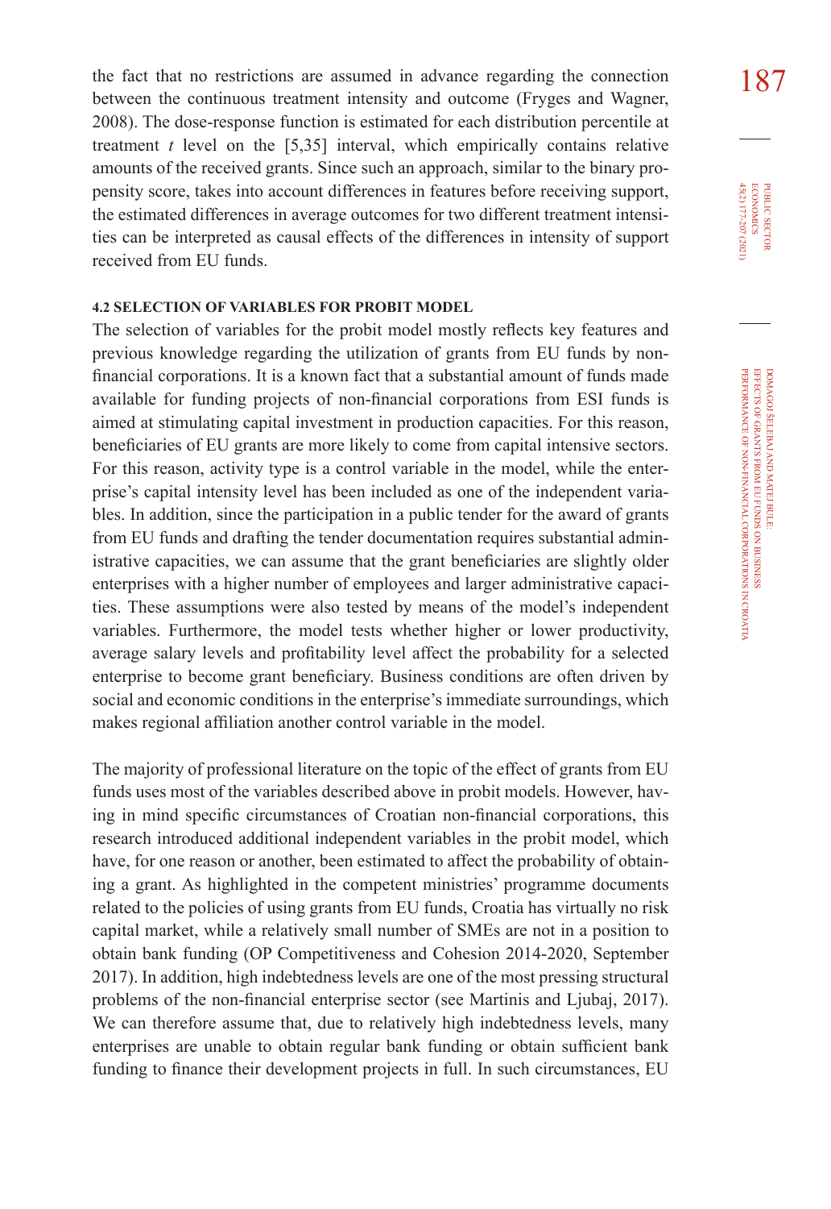the fact that no restrictions are assumed in advance regarding the connection between the continuous treatment intensity and outcome (Fryges and Wagner, 2008). The dose-response function is estimated for each distribution percentile at treatment $t$ level on the [5,35] interval, which empirically contains relative amounts of the received grants. Since such an approach, similar to the binary propensity score, takes into account differences in features before receiving support, the estimated differences in average outcomes for two different treatment intensities can be interpreted as causal effects of the differences in intensity of support received from EU funds.

### 4.2 SELECTION OF VARIABLES FOR PROBIT MODEL

The selection of variables for the probit model mostly reflects key features and previous knowledge regarding the utilization of grants from EU funds by non-financial corporations. It is a known fact that a substantial amount of funds made available for funding projects of non-financial corporations from ESI funds is aimed at stimulating capital investment in production capacities. For this reason, beneficiaries of EU grants are more likely to come from capital intensive sectors. For this reason, activity type is a control variable in the model, while the enterprise's capital intensity level has been included as one of the independent variables. In addition, since the participation in a public tender for the award of grants from EU funds and drafting the tender documentation requires substantial administrative capacities, we can assume that the grant beneficiaries are slightly older enterprises with a higher number of employees and larger administrative capacities. These assumptions were also tested by means of the model's independent variables. Furthermore, the model tests whether higher or lower productivity, average salary levels and profitability level affect the probability for a selected enterprise to become grant beneficiary. Business conditions are often driven by social and economic conditions in the enterprise's immediate surroundings, which makes regional affiliation another control variable in the model.

The majority of professional literature on the topic of the effect of grants from EU funds uses most of the variables described above in probit models. However, having in mind specific circumstances of Croatian non-financial corporations, this research introduced additional independent variables in the probit model, which have, for one reason or another, been estimated to affect the probability of obtaining a grant. As highlighted in the competent ministries' programme documents related to the policies of using grants from EU funds, Croatia has virtually no risk capital market, while a relatively small number of SMEs are not in a position to obtain bank funding (OP Competitiveness and Cohesion 2014-2020, September 2017). In addition, high indebtedness levels are one of the most pressing structural problems of the non-financial enterprise sector (see Martinis and Ljubaj, 2017). We can therefore assume that, due to relatively high indebtedness levels, many enterprises are unable to obtain regular bank funding or obtain sufficient bank funding to finance their development projects in full. In such circumstances, EU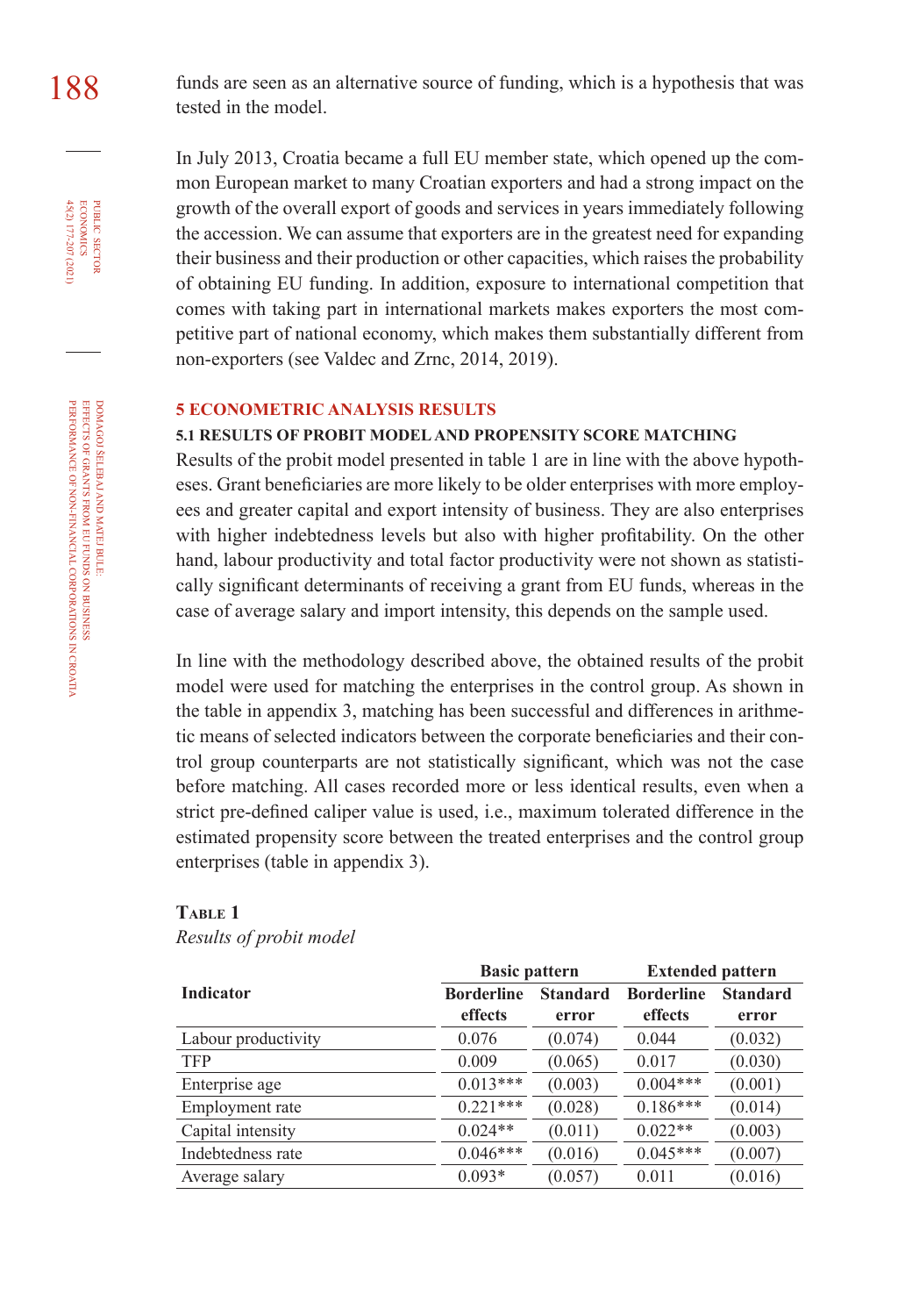funds are seen as an alternative source of funding, which is a hypothesis that was tested in the model.

In July 2013, Croatia became a full EU member state, which opened up the common European market to many Croatian exporters and had a strong impact on the growth of the overall export of goods and services in years immediately following the accession. We can assume that exporters are in the greatest need for expanding their business and their production or other capacities, which raises the probability of obtaining EU funding. In addition, exposure to international competition that comes with taking part in international markets makes exporters the most competitive part of national economy, which makes them substantially different from non-exporters (see Valdec and Zrnc, 2014, 2019).

## 5 ECONOMETRIC ANALYSIS RESULTS

### 5.1 RESULTS OF PROBIT MODEL AND PROPENSITY SCORE MATCHING

Results of the probit model presented in table 1 are in line with the above hypotheses. Grant beneficiaries are more likely to be older enterprises with more employees and greater capital and export intensity of business. They are also enterprises with higher indebtedness levels but also with higher profitability. On the other hand, labour productivity and total factor productivity were not shown as statistically significant determinants of receiving a grant from EU funds, whereas in the case of average salary and import intensity, this depends on the sample used.

In line with the methodology described above, the obtained results of the probit model were used for matching the enterprises in the control group. As shown in the table in appendix 3, matching has been successful and differences in arithmetic means of selected indicators between the corporate beneficiaries and their control group counterparts are not statistically significant, which was not the case before matching. All cases recorded more or less identical results, even when a strict pre-defined caliper value is used, i.e., maximum tolerated difference in the estimated propensity score between the treated enterprises and the control group enterprises (table in appendix 3).

**Table 1**
*Results of probit model*

| Indicator | Basic pattern | | Extended pattern | |
|---|---|---|---|---|
| | Borderline effects | Standard error | Borderline effects | Standard error |
| Labour productivity | 0.076 | (0.074) | 0.044 | (0.032) |
| TFP | 0.009 | (0.065) | 0.017 | (0.030) |
| Enterprise age | 0.013*** | (0.003) | 0.004*** | (0.001) |
| Employment rate | 0.221*** | (0.028) | 0.186*** | (0.014) |
| Capital intensity | 0.024** | (0.011) | 0.022** | (0.003) |
| Indebtedness rate | 0.046*** | (0.016) | 0.045*** | (0.007) |
| Average salary | 0.093* | (0.057) | 0.011 | (0.016) |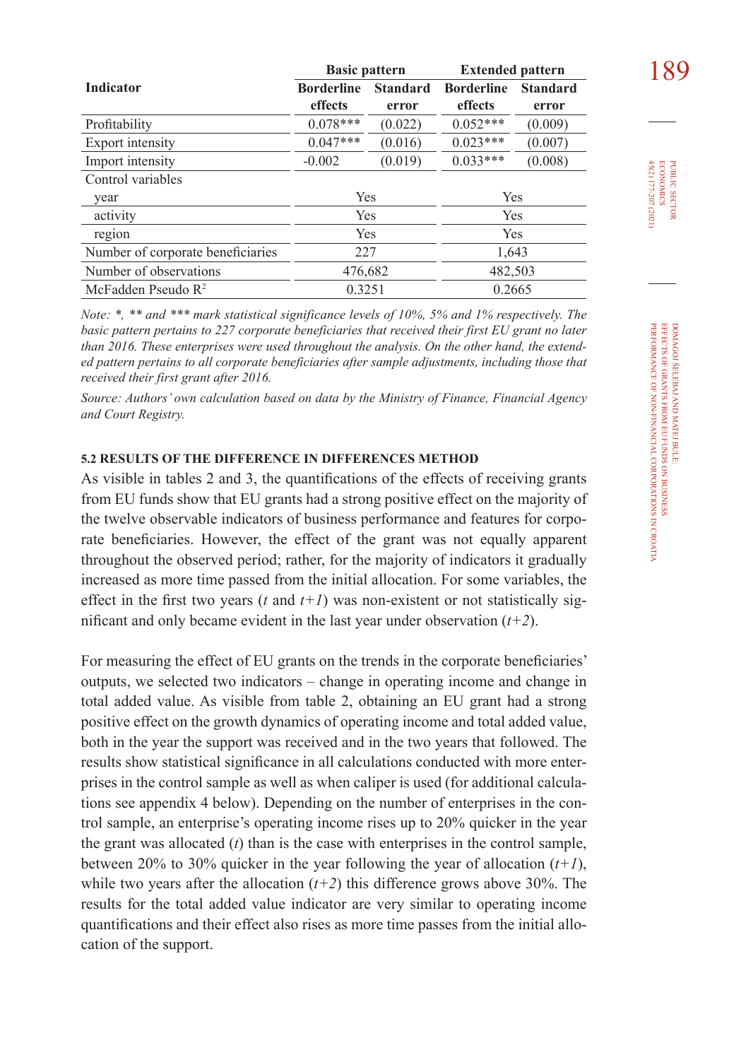| Indicator | Basic pattern | | Extended pattern | |
|---|---|---|---|---|
| | Borderline effects | Standard error | Borderline effects | Standard error |
| Profitability | 0.078*** | (0.022) | 0.052*** | (0.009) |
| Export intensity | 0.047*** | (0.016) | 0.023*** | (0.007) |
| Import intensity | -0.002 | (0.019) | 0.033*** | (0.008) |
| Control variables | | | | |
| year | Yes | | Yes | |
| activity | Yes | | Yes | |
| region | Yes | | Yes | |
| Number of corporate beneficiaries | 227 | | 1,643 | |
| Number of observations | 476,682 | | 482,503 | |
| McFadden Pseudo $R^2$ | 0.3251 | | 0.2665 | |

*Note: *, ** and *** mark statistical significance levels of 10%, 5% and 1% respectively. The basic pattern pertains to 227 corporate beneficiaries that received their first EU grant no later than 2016. These enterprises were used throughout the analysis. On the other hand, the extended pattern pertains to all corporate beneficiaries after sample adjustments, including those that received their first grant after 2016.*

*Source: Authors' own calculation based on data by the Ministry of Finance, Financial Agency and Court Registry.*

### 5.2 RESULTS OF THE DIFFERENCE IN DIFFERENCES METHOD

As visible in tables 2 and 3, the quantifications of the effects of receiving grants from EU funds show that EU grants had a strong positive effect on the majority of the twelve observable indicators of business performance and features for corporate beneficiaries. However, the effect of the grant was not equally apparent throughout the observed period; rather, for the majority of indicators it gradually increased as more time passed from the initial allocation. For some variables, the effect in the first two years ($t$ and $t+1$) was non-existent or not statistically significant and only became evident in the last year under observation ($t+2$).

For measuring the effect of EU grants on the trends in the corporate beneficiaries' outputs, we selected two indicators – change in operating income and change in total added value. As visible from table 2, obtaining an EU grant had a strong positive effect on the growth dynamics of operating income and total added value, both in the year the support was received and in the two years that followed. The results show statistical significance in all calculations conducted with more enterprises in the control sample as well as when caliper is used (for additional calculations see appendix 4 below). Depending on the number of enterprises in the control sample, an enterprise's operating income rises up to 20% quicker in the year the grant was allocated ($t$) than is the case with enterprises in the control sample, between 20% to 30% quicker in the year following the year of allocation ($t+1$), while two years after the allocation ($t+2$) this difference grows above 30%. The results for the total added value indicator are very similar to operating income quantifications and their effect also rises as more time passes from the initial allocation of the support.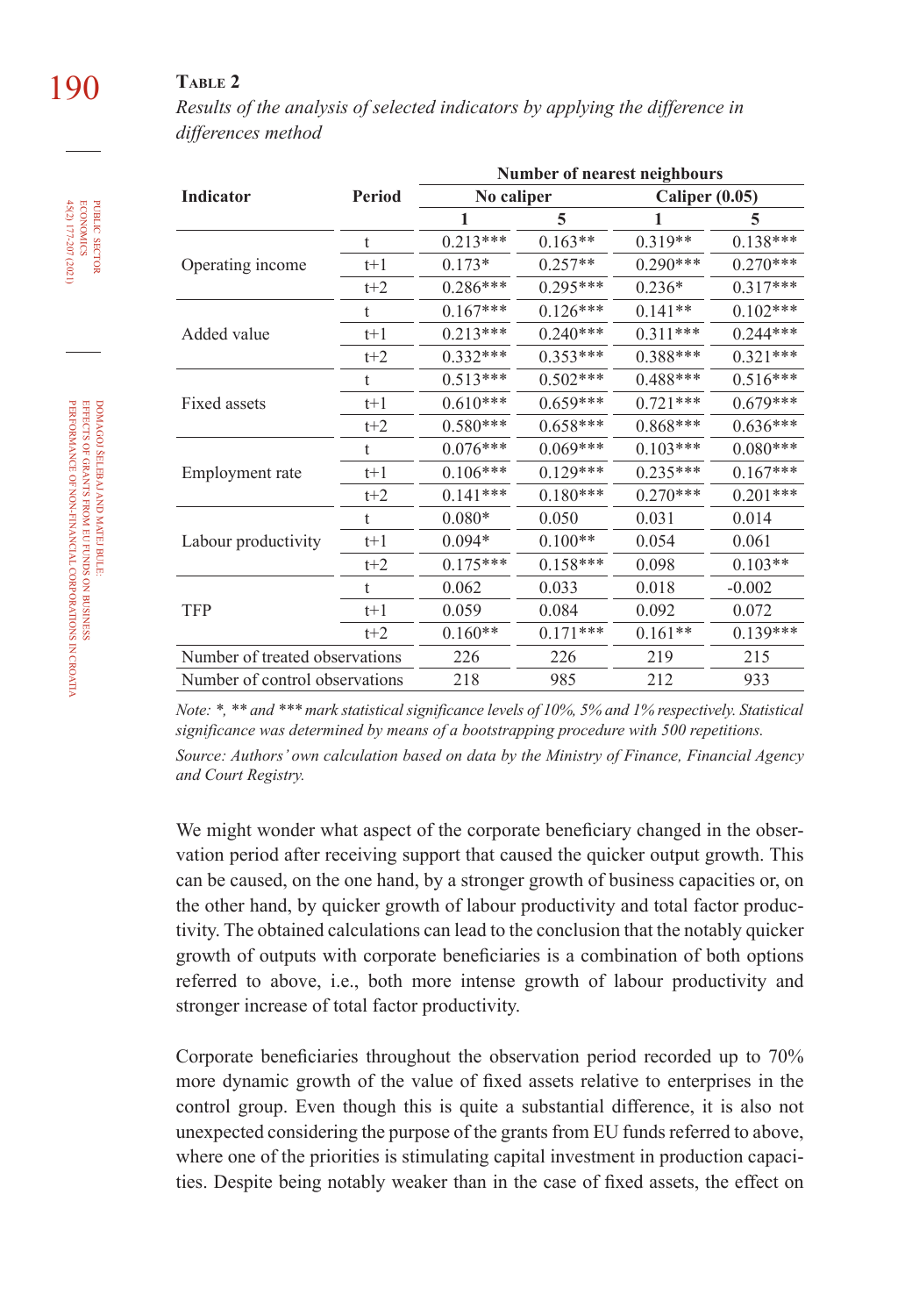**Table 2**

*Results of the analysis of selected indicators by applying the difference in differences method*

| Indicator | Period | Number of nearest neighbours | | | |
|---|---|---|---|---|---|
| | | No caliper | | Caliper (0.05) | |
| | | 1 | 5 | 1 | 5 |
| Operating income | t | 0.213*** | 0.163** | 0.319** | 0.138*** |
| | t+1 | 0.173* | 0.257** | 0.290*** | 0.270*** |
| | t+2 | 0.286*** | 0.295*** | 0.236* | 0.317*** |
| Added value | t | 0.167*** | 0.126*** | 0.141** | 0.102*** |
| | t+1 | 0.213*** | 0.240*** | 0.311*** | 0.244*** |
| | t+2 | 0.332*** | 0.353*** | 0.388*** | 0.321*** |
| Fixed assets | t | 0.513*** | 0.502*** | 0.488*** | 0.516*** |
| | t+1 | 0.610*** | 0.659*** | 0.721*** | 0.679*** |
| | t+2 | 0.580*** | 0.658*** | 0.868*** | 0.636*** |
| Employment rate | t | 0.076*** | 0.069*** | 0.103*** | 0.080*** |
| | t+1 | 0.106*** | 0.129*** | 0.235*** | 0.167*** |
| | t+2 | 0.141*** | 0.180*** | 0.270*** | 0.201*** |
| Labour productivity | t | 0.080* | 0.050 | 0.031 | 0.014 |
| | t+1 | 0.094* | 0.100** | 0.054 | 0.061 |
| | t+2 | 0.175*** | 0.158*** | 0.098 | 0.103** |
| TFP | t | 0.062 | 0.033 | 0.018 | -0.002 |
| | t+1 | 0.059 | 0.084 | 0.092 | 0.072 |
| | t+2 | 0.160** | 0.171*** | 0.161** | 0.139*** |
| Number of treated observations | | 226 | 226 | 219 | 215 |
| Number of control observations | | 218 | 985 | 212 | 933 |

*Note: *, ** and *** mark statistical significance levels of 10%, 5% and 1% respectively. Statistical significance was determined by means of a bootstrapping procedure with 500 repetitions.*

*Source: Authors' own calculation based on data by the Ministry of Finance, Financial Agency and Court Registry.*

We might wonder what aspect of the corporate beneficiary changed in the observation period after receiving support that caused the quicker output growth. This can be caused, on the one hand, by a stronger growth of business capacities or, on the other hand, by quicker growth of labour productivity and total factor productivity. The obtained calculations can lead to the conclusion that the notably quicker growth of outputs with corporate beneficiaries is a combination of both options referred to above, i.e., both more intense growth of labour productivity and stronger increase of total factor productivity.

Corporate beneficiaries throughout the observation period recorded up to 70% more dynamic growth of the value of fixed assets relative to enterprises in the control group. Even though this is quite a substantial difference, it is also not unexpected considering the purpose of the grants from EU funds referred to above, where one of the priorities is stimulating capital investment in production capacities. Despite being notably weaker than in the case of fixed assets, the effect on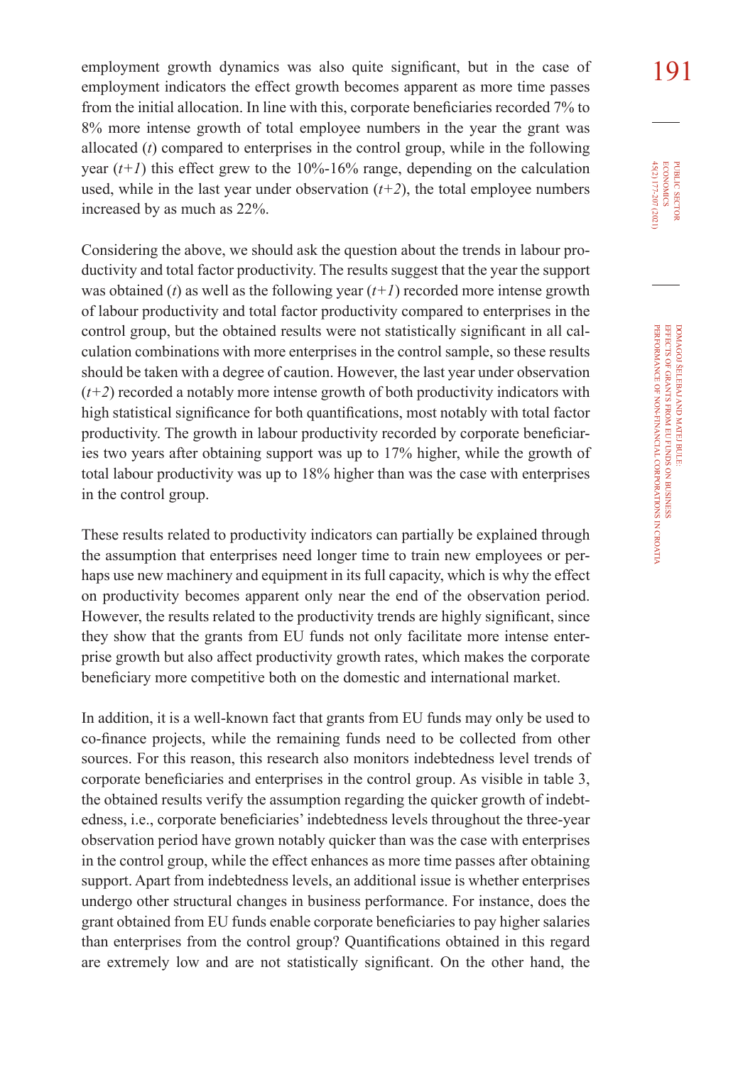employment growth dynamics was also quite significant, but in the case of employment indicators the effect growth becomes apparent as more time passes from the initial allocation. In line with this, corporate beneficiaries recorded 7% to 8% more intense growth of total employee numbers in the year the grant was allocated (*t*) compared to enterprises in the control group, while in the following year (*t+1*) this effect grew to the 10%-16% range, depending on the calculation used, while in the last year under observation (*t+2*), the total employee numbers increased by as much as 22%.

Considering the above, we should ask the question about the trends in labour productivity and total factor productivity. The results suggest that the year the support was obtained (*t*) as well as the following year (*t+1*) recorded more intense growth of labour productivity and total factor productivity compared to enterprises in the control group, but the obtained results were not statistically significant in all calculation combinations with more enterprises in the control sample, so these results should be taken with a degree of caution. However, the last year under observation (*t+2*) recorded a notably more intense growth of both productivity indicators with high statistical significance for both quantifications, most notably with total factor productivity. The growth in labour productivity recorded by corporate beneficiaries two years after obtaining support was up to 17% higher, while the growth of total labour productivity was up to 18% higher than was the case with enterprises in the control group.

These results related to productivity indicators can partially be explained through the assumption that enterprises need longer time to train new employees or perhaps use new machinery and equipment in its full capacity, which is why the effect on productivity becomes apparent only near the end of the observation period. However, the results related to the productivity trends are highly significant, since they show that the grants from EU funds not only facilitate more intense enterprise growth but also affect productivity growth rates, which makes the corporate beneficiary more competitive both on the domestic and international market.

In addition, it is a well-known fact that grants from EU funds may only be used to co-finance projects, while the remaining funds need to be collected from other sources. For this reason, this research also monitors indebtedness level trends of corporate beneficiaries and enterprises in the control group. As visible in table 3, the obtained results verify the assumption regarding the quicker growth of indebtedness, i.e., corporate beneficiaries' indebtedness levels throughout the three-year observation period have grown notably quicker than was the case with enterprises in the control group, while the effect enhances as more time passes after obtaining support. Apart from indebtedness levels, an additional issue is whether enterprises undergo other structural changes in business performance. For instance, does the grant obtained from EU funds enable corporate beneficiaries to pay higher salaries than enterprises from the control group? Quantifications obtained in this regard are extremely low and are not statistically significant. On the other hand, the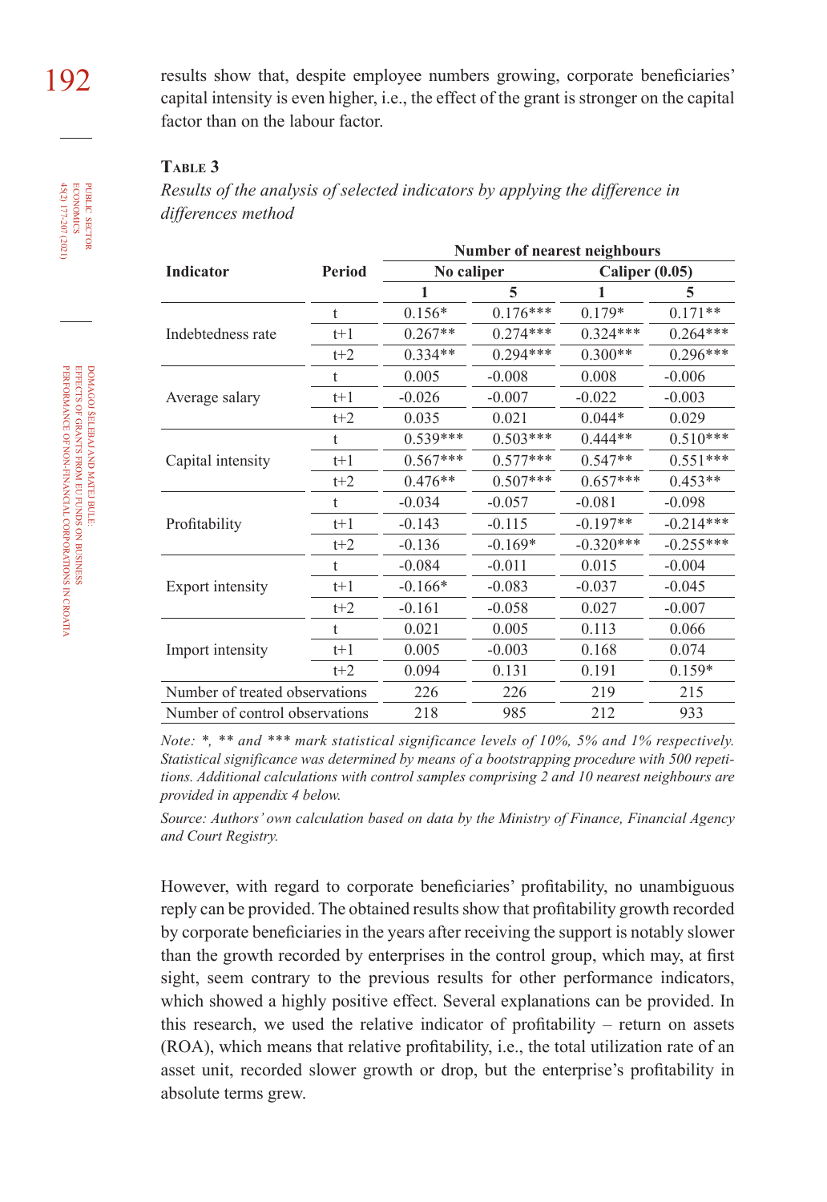results show that, despite employee numbers growing, corporate beneficiaries' capital intensity is even higher, i.e., the effect of the grant is stronger on the capital factor than on the labour factor.

**Table 3**

*Results of the analysis of selected indicators by applying the difference in differences method*

| Indicator | Period | Number of nearest neighbours | | | |
|---|---|---|---|---|---|
| | | No caliper | | Caliper (0.05) | |
| | | 1 | 5 | 1 | 5 |
| Indebtedness rate | t | 0.156* | 0.176*** | 0.179* | 0.171** |
| | t+1 | 0.267** | 0.274*** | 0.324*** | 0.264*** |
| | t+2 | 0.334** | 0.294*** | 0.300** | 0.296*** |
| Average salary | t | 0.005 | -0.008 | 0.008 | -0.006 |
| | t+1 | -0.026 | -0.007 | -0.022 | -0.003 |
| | t+2 | 0.035 | 0.021 | 0.044* | 0.029 |
| Capital intensity | t | 0.539*** | 0.503*** | 0.444** | 0.510*** |
| | t+1 | 0.567*** | 0.577*** | 0.547** | 0.551*** |
| | t+2 | 0.476** | 0.507*** | 0.657*** | 0.453** |
| Profitability | t | -0.034 | -0.057 | -0.081 | -0.098 |
| | t+1 | -0.143 | -0.115 | -0.197** | -0.214*** |
| | t+2 | -0.136 | -0.169* | -0.320*** | -0.255*** |
| Export intensity | t | -0.084 | -0.011 | 0.015 | -0.004 |
| | t+1 | -0.166* | -0.083 | -0.037 | -0.045 |
| | t+2 | -0.161 | -0.058 | 0.027 | -0.007 |
| Import intensity | t | 0.021 | 0.005 | 0.113 | 0.066 |
| | t+1 | 0.005 | -0.003 | 0.168 | 0.074 |
| | t+2 | 0.094 | 0.131 | 0.191 | 0.159* |
| Number of treated observations | | 226 | 226 | 219 | 215 |
| Number of control observations | | 218 | 985 | 212 | 933 |

*Note: *, ** and *** mark statistical significance levels of 10%, 5% and 1% respectively. Statistical significance was determined by means of a bootstrapping procedure with 500 repetitions. Additional calculations with control samples comprising 2 and 10 nearest neighbours are provided in appendix 4 below.*

*Source: Authors' own calculation based on data by the Ministry of Finance, Financial Agency and Court Registry.*

However, with regard to corporate beneficiaries' profitability, no unambiguous reply can be provided. The obtained results show that profitability growth recorded by corporate beneficiaries in the years after receiving the support is notably slower than the growth recorded by enterprises in the control group, which may, at first sight, seem contrary to the previous results for other performance indicators, which showed a highly positive effect. Several explanations can be provided. In this research, we used the relative indicator of profitability – return on assets (ROA), which means that relative profitability, i.e., the total utilization rate of an asset unit, recorded slower growth or drop, but the enterprise's profitability in absolute terms grew.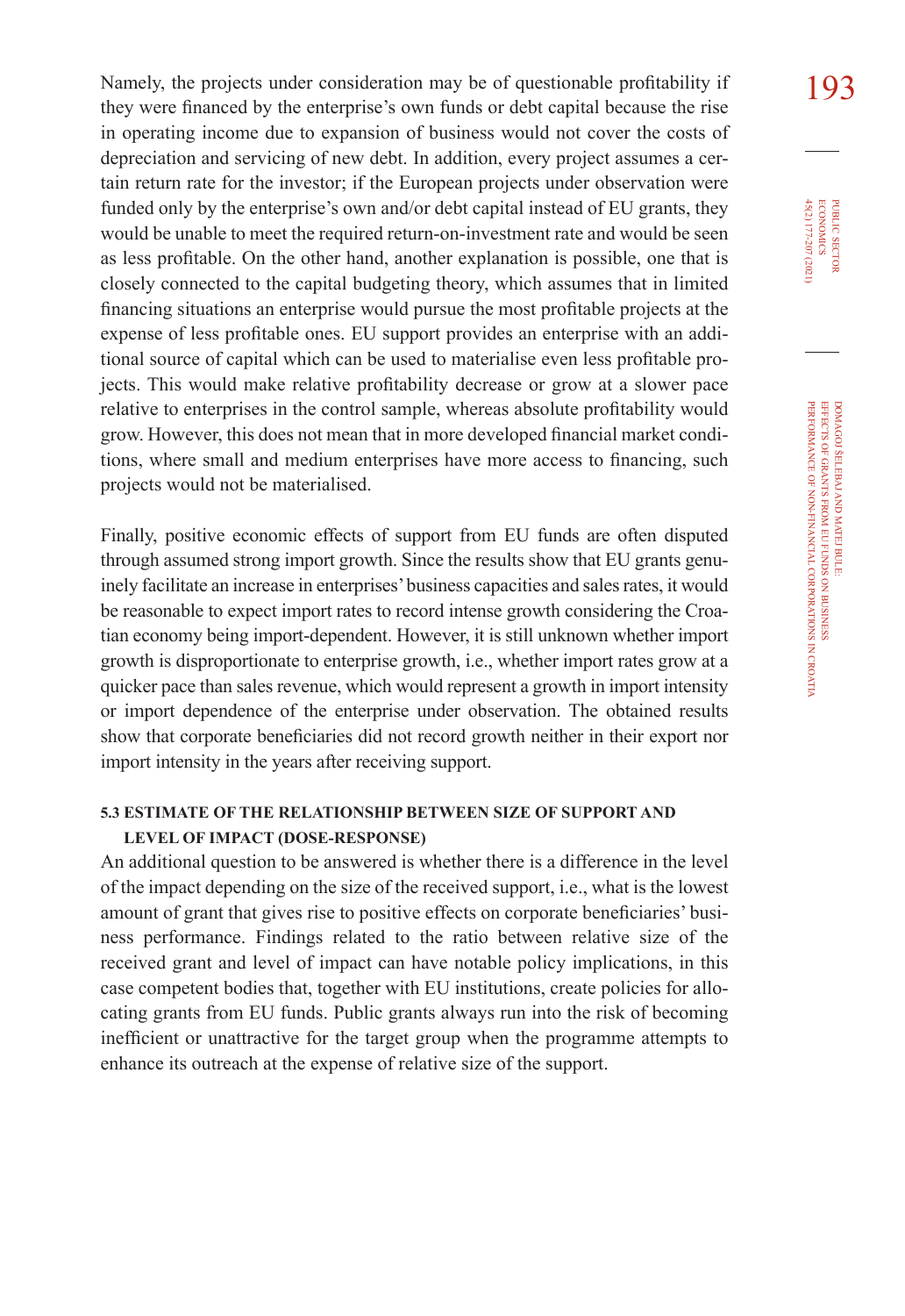Namely, the projects under consideration may be of questionable profitability if they were financed by the enterprise's own funds or debt capital because the rise in operating income due to expansion of business would not cover the costs of depreciation and servicing of new debt. In addition, every project assumes a certain return rate for the investor; if the European projects under observation were funded only by the enterprise's own and/or debt capital instead of EU grants, they would be unable to meet the required return-on-investment rate and would be seen as less profitable. On the other hand, another explanation is possible, one that is closely connected to the capital budgeting theory, which assumes that in limited financing situations an enterprise would pursue the most profitable projects at the expense of less profitable ones. EU support provides an enterprise with an additional source of capital which can be used to materialise even less profitable projects. This would make relative profitability decrease or grow at a slower pace relative to enterprises in the control sample, whereas absolute profitability would grow. However, this does not mean that in more developed financial market conditions, where small and medium enterprises have more access to financing, such projects would not be materialised.

Finally, positive economic effects of support from EU funds are often disputed through assumed strong import growth. Since the results show that EU grants genuinely facilitate an increase in enterprises' business capacities and sales rates, it would be reasonable to expect import rates to record intense growth considering the Croatian economy being import-dependent. However, it is still unknown whether import growth is disproportionate to enterprise growth, i.e., whether import rates grow at a quicker pace than sales revenue, which would represent a growth in import intensity or import dependence of the enterprise under observation. The obtained results show that corporate beneficiaries did not record growth neither in their export nor import intensity in the years after receiving support.

### 5.3 ESTIMATE OF THE RELATIONSHIP BETWEEN SIZE OF SUPPORT AND LEVEL OF IMPACT (DOSE-RESPONSE)

An additional question to be answered is whether there is a difference in the level of the impact depending on the size of the received support, i.e., what is the lowest amount of grant that gives rise to positive effects on corporate beneficiaries' business performance. Findings related to the ratio between relative size of the received grant and level of impact can have notable policy implications, in this case competent bodies that, together with EU institutions, create policies for allocating grants from EU funds. Public grants always run into the risk of becoming inefficient or unattractive for the target group when the programme attempts to enhance its outreach at the expense of relative size of the support.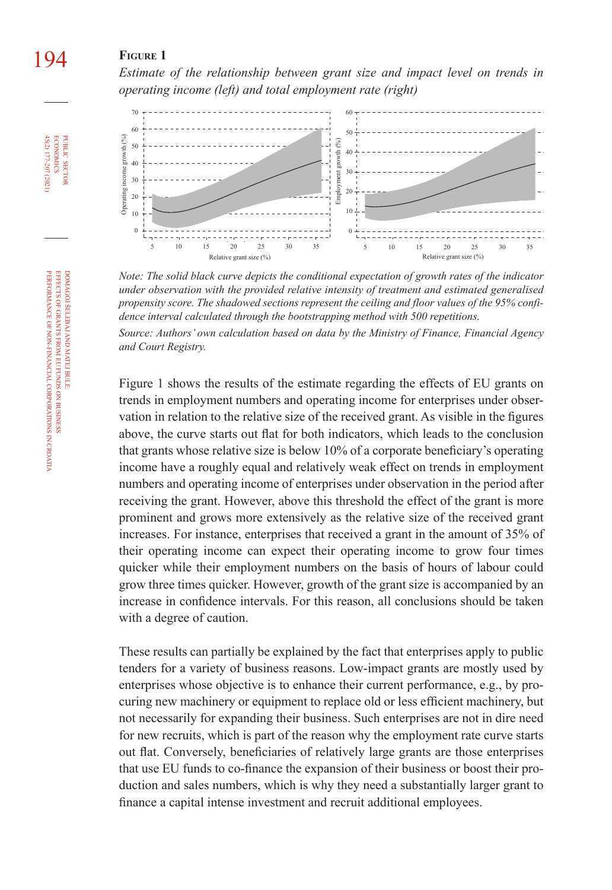**Figure 1**

*Estimate of the relationship between grant size and impact level on trends in operating income (left) and total employment rate (right)*

*Note: The solid black curve depicts the conditional expectation of growth rates of the indicator under observation with the provided relative intensity of treatment and estimated generalised propensity score. The shadowed sections represent the ceiling and floor values of the 95% confidence interval calculated through the bootstrapping method with 500 repetitions.*

*Source: Authors' own calculation based on data by the Ministry of Finance, Financial Agency and Court Registry.*

Figure 1 shows the results of the estimate regarding the effects of EU grants on trends in employment numbers and operating income for enterprises under observation in relation to the relative size of the received grant. As visible in the figures above, the curve starts out flat for both indicators, which leads to the conclusion that grants whose relative size is below 10% of a corporate beneficiary's operating income have a roughly equal and relatively weak effect on trends in employment numbers and operating income of enterprises under observation in the period after receiving the grant. However, above this threshold the effect of the grant is more prominent and grows more extensively as the relative size of the received grant increases. For instance, enterprises that received a grant in the amount of 35% of their operating income can expect their operating income to grow four times quicker while their employment numbers on the basis of hours of labour could grow three times quicker. However, growth of the grant size is accompanied by an increase in confidence intervals. For this reason, all conclusions should be taken with a degree of caution.

These results can partially be explained by the fact that enterprises apply to public tenders for a variety of business reasons. Low-impact grants are mostly used by enterprises whose objective is to enhance their current performance, e.g., by procuring new machinery or equipment to replace old or less efficient machinery, but not necessarily for expanding their business. Such enterprises are not in dire need for new recruits, which is part of the reason why the employment rate curve starts out flat. Conversely, beneficiaries of relatively large grants are those enterprises that use EU funds to co-finance the expansion of their business or boost their production and sales numbers, which is why they need a substantially larger grant to finance a capital intense investment and recruit additional employees.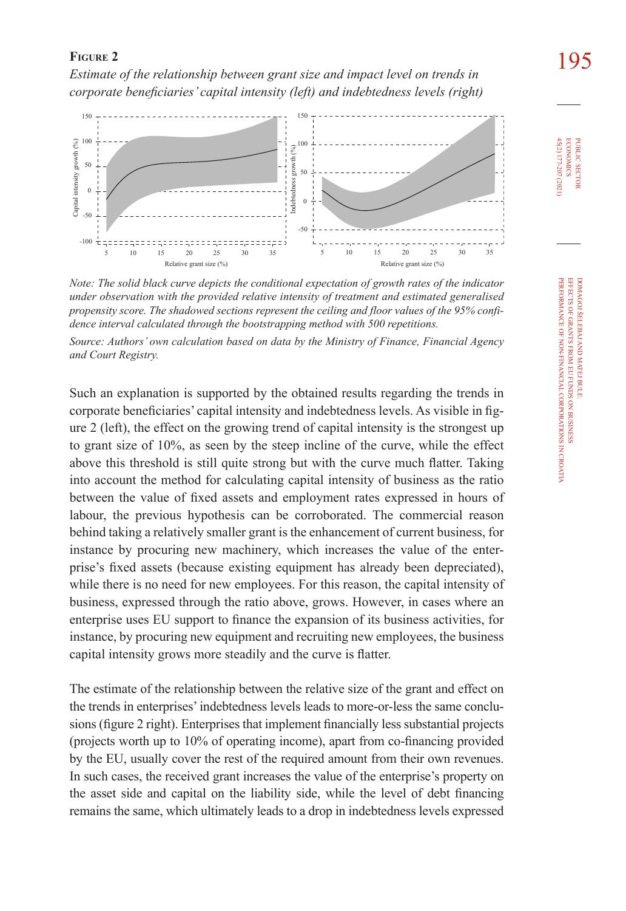**Figure 2**

*Estimate of the relationship between grant size and impact level on trends in corporate beneficiaries' capital intensity (left) and indebtedness levels (right)*

*Note: The solid black curve depicts the conditional expectation of growth rates of the indicator under observation with the provided relative intensity of treatment and estimated generalised propensity score. The shadowed sections represent the ceiling and floor values of the 95% confidence interval calculated through the bootstrapping method with 500 repetitions.*

*Source: Authors' own calculation based on data by the Ministry of Finance, Financial Agency and Court Registry.*

Such an explanation is supported by the obtained results regarding the trends in corporate beneficiaries' capital intensity and indebtedness levels. As visible in figure 2 (left), the effect on the growing trend of capital intensity is the strongest up to grant size of 10%, as seen by the steep incline of the curve, while the effect above this threshold is still quite strong but with the curve much flatter. Taking into account the method for calculating capital intensity of business as the ratio between the value of fixed assets and employment rates expressed in hours of labour, the previous hypothesis can be corroborated. The commercial reason behind taking a relatively smaller grant is the enhancement of current business, for instance by procuring new machinery, which increases the value of the enterprise's fixed assets (because existing equipment has already been depreciated), while there is no need for new employees. For this reason, the capital intensity of business, expressed through the ratio above, grows. However, in cases where an enterprise uses EU support to finance the expansion of its business activities, for instance, by procuring new equipment and recruiting new employees, the business capital intensity grows more steadily and the curve is flatter.

The estimate of the relationship between the relative size of the grant and effect on the trends in enterprises' indebtedness levels leads to more-or-less the same conclusions (figure 2 right). Enterprises that implement financially less substantial projects (projects worth up to 10% of operating income), apart from co-financing provided by the EU, usually cover the rest of the required amount from their own revenues. In such cases, the received grant increases the value of the enterprise's property on the asset side and capital on the liability side, while the level of debt financing remains the same, which ultimately leads to a drop in indebtedness levels expressed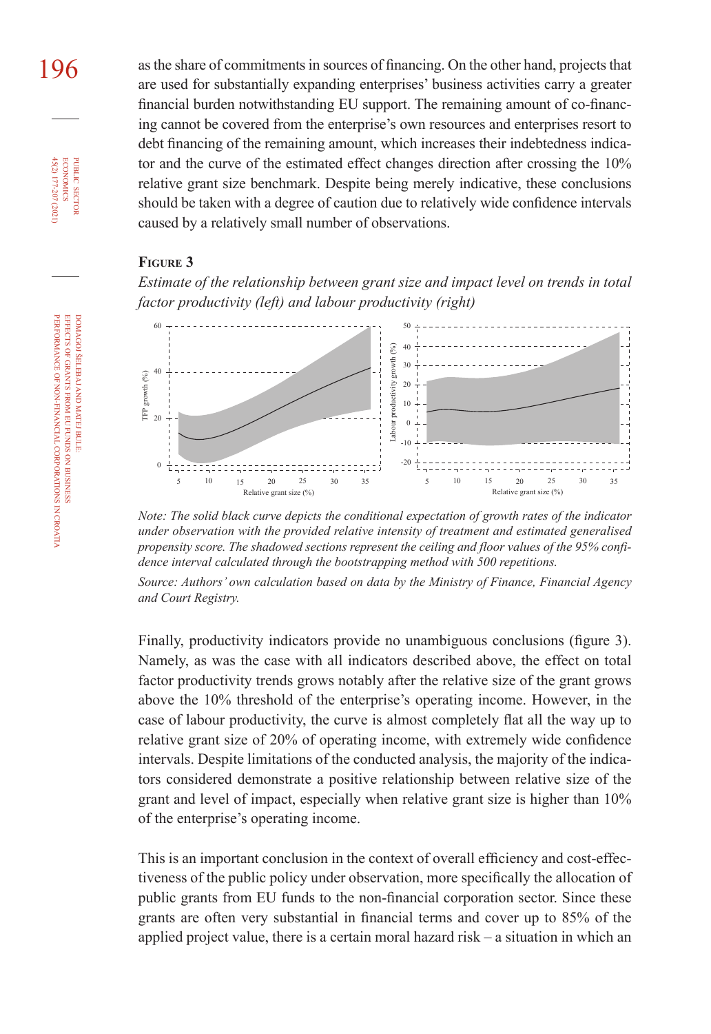as the share of commitments in sources of financing. On the other hand, projects that are used for substantially expanding enterprises' business activities carry a greater financial burden notwithstanding EU support. The remaining amount of co-financing cannot be covered from the enterprise's own resources and enterprises resort to debt financing of the remaining amount, which increases their indebtedness indicator and the curve of the estimated effect changes direction after crossing the 10% relative grant size benchmark. Despite being merely indicative, these conclusions should be taken with a degree of caution due to relatively wide confidence intervals caused by a relatively small number of observations.

**Figure 3**

*Estimate of the relationship between grant size and impact level on trends in total factor productivity (left) and labour productivity (right)*

*Note: The solid black curve depicts the conditional expectation of growth rates of the indicator under observation with the provided relative intensity of treatment and estimated generalised propensity score. The shadowed sections represent the ceiling and floor values of the 95% confidence interval calculated through the bootstrapping method with 500 repetitions.*

*Source: Authors' own calculation based on data by the Ministry of Finance, Financial Agency and Court Registry.*

Finally, productivity indicators provide no unambiguous conclusions (figure 3). Namely, as was the case with all indicators described above, the effect on total factor productivity trends grows notably after the relative size of the grant grows above the 10% threshold of the enterprise's operating income. However, in the case of labour productivity, the curve is almost completely flat all the way up to relative grant size of 20% of operating income, with extremely wide confidence intervals. Despite limitations of the conducted analysis, the majority of the indicators considered demonstrate a positive relationship between relative size of the grant and level of impact, especially when relative grant size is higher than 10% of the enterprise's operating income.

This is an important conclusion in the context of overall efficiency and cost-effectiveness of the public policy under observation, more specifically the allocation of public grants from EU funds to the non-financial corporation sector. Since these grants are often very substantial in financial terms and cover up to 85% of the applied project value, there is a certain moral hazard risk – a situation in which an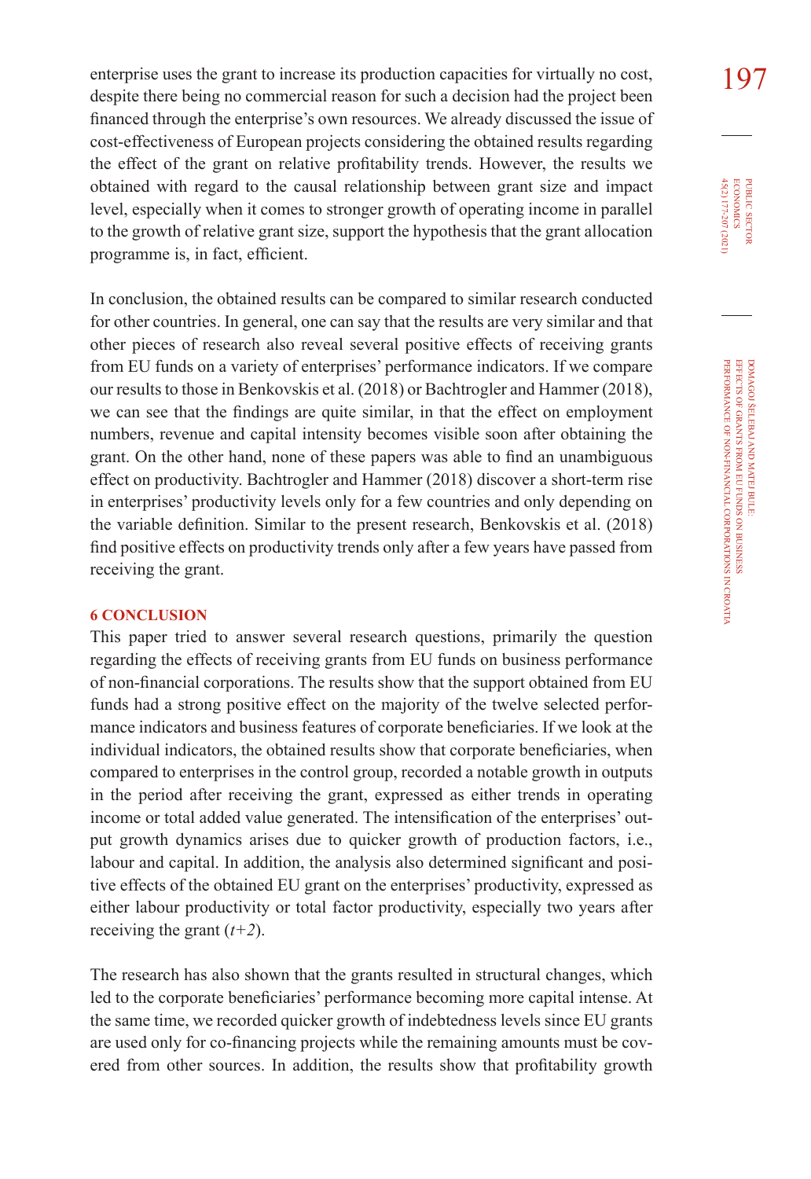enterprise uses the grant to increase its production capacities for virtually no cost, despite there being no commercial reason for such a decision had the project been financed through the enterprise's own resources. We already discussed the issue of cost-effectiveness of European projects considering the obtained results regarding the effect of the grant on relative profitability trends. However, the results we obtained with regard to the causal relationship between grant size and impact level, especially when it comes to stronger growth of operating income in parallel to the growth of relative grant size, support the hypothesis that the grant allocation programme is, in fact, efficient.

In conclusion, the obtained results can be compared to similar research conducted for other countries. In general, one can say that the results are very similar and that other pieces of research also reveal several positive effects of receiving grants from EU funds on a variety of enterprises' performance indicators. If we compare our results to those in Benkovskis et al. (2018) or Bachtrogler and Hammer (2018), we can see that the findings are quite similar, in that the effect on employment numbers, revenue and capital intensity becomes visible soon after obtaining the grant. On the other hand, none of these papers was able to find an unambiguous effect on productivity. Bachtrogler and Hammer (2018) discover a short-term rise in enterprises' productivity levels only for a few countries and only depending on the variable definition. Similar to the present research, Benkovskis et al. (2018) find positive effects on productivity trends only after a few years have passed from receiving the grant.

## 6 CONCLUSION

This paper tried to answer several research questions, primarily the question regarding the effects of receiving grants from EU funds on business performance of non-financial corporations. The results show that the support obtained from EU funds had a strong positive effect on the majority of the twelve selected performance indicators and business features of corporate beneficiaries. If we look at the individual indicators, the obtained results show that corporate beneficiaries, when compared to enterprises in the control group, recorded a notable growth in outputs in the period after receiving the grant, expressed as either trends in operating income or total added value generated. The intensification of the enterprises' output growth dynamics arises due to quicker growth of production factors, i.e., labour and capital. In addition, the analysis also determined significant and positive effects of the obtained EU grant on the enterprises' productivity, expressed as either labour productivity or total factor productivity, especially two years after receiving the grant (*t+2*).

The research has also shown that the grants resulted in structural changes, which led to the corporate beneficiaries' performance becoming more capital intense. At the same time, we recorded quicker growth of indebtedness levels since EU grants are used only for co-financing projects while the remaining amounts must be covered from other sources. In addition, the results show that profitability growth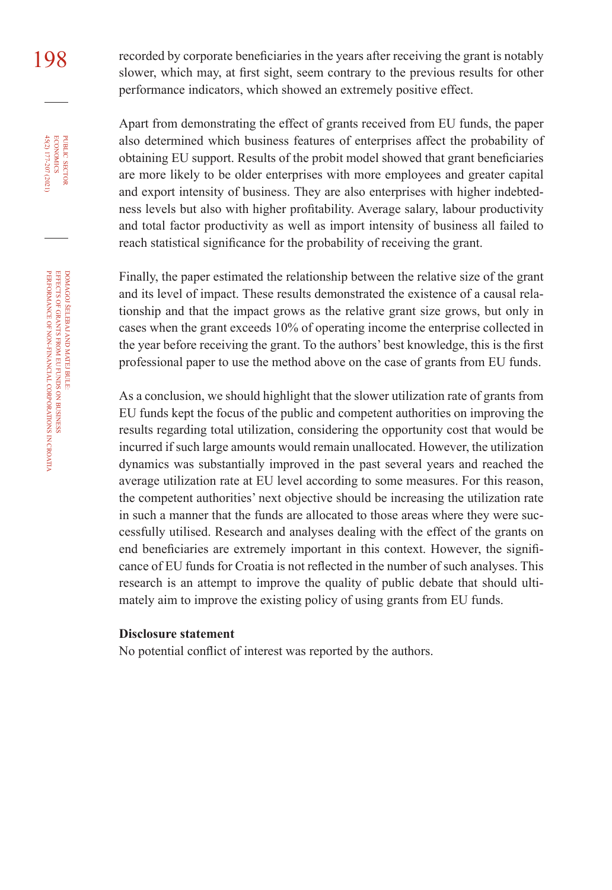recorded by corporate beneficiaries in the years after receiving the grant is notably slower, which may, at first sight, seem contrary to the previous results for other performance indicators, which showed an extremely positive effect.

Apart from demonstrating the effect of grants received from EU funds, the paper also determined which business features of enterprises affect the probability of obtaining EU support. Results of the probit model showed that grant beneficiaries are more likely to be older enterprises with more employees and greater capital and export intensity of business. They are also enterprises with higher indebtedness levels but also with higher profitability. Average salary, labour productivity and total factor productivity as well as import intensity of business all failed to reach statistical significance for the probability of receiving the grant.

Finally, the paper estimated the relationship between the relative size of the grant and its level of impact. These results demonstrated the existence of a causal relationship and that the impact grows as the relative grant size grows, but only in cases when the grant exceeds 10% of operating income the enterprise collected in the year before receiving the grant. To the authors' best knowledge, this is the first professional paper to use the method above on the case of grants from EU funds.

As a conclusion, we should highlight that the slower utilization rate of grants from EU funds kept the focus of the public and competent authorities on improving the results regarding total utilization, considering the opportunity cost that would be incurred if such large amounts would remain unallocated. However, the utilization dynamics was substantially improved in the past several years and reached the average utilization rate at EU level according to some measures. For this reason, the competent authorities' next objective should be increasing the utilization rate in such a manner that the funds are allocated to those areas where they were successfully utilised. Research and analyses dealing with the effect of the grants on end beneficiaries are extremely important in this context. However, the significance of EU funds for Croatia is not reflected in the number of such analyses. This research is an attempt to improve the quality of public debate that should ultimately aim to improve the existing policy of using grants from EU funds.

**Disclosure statement**

No potential conflict of interest was reported by the authors.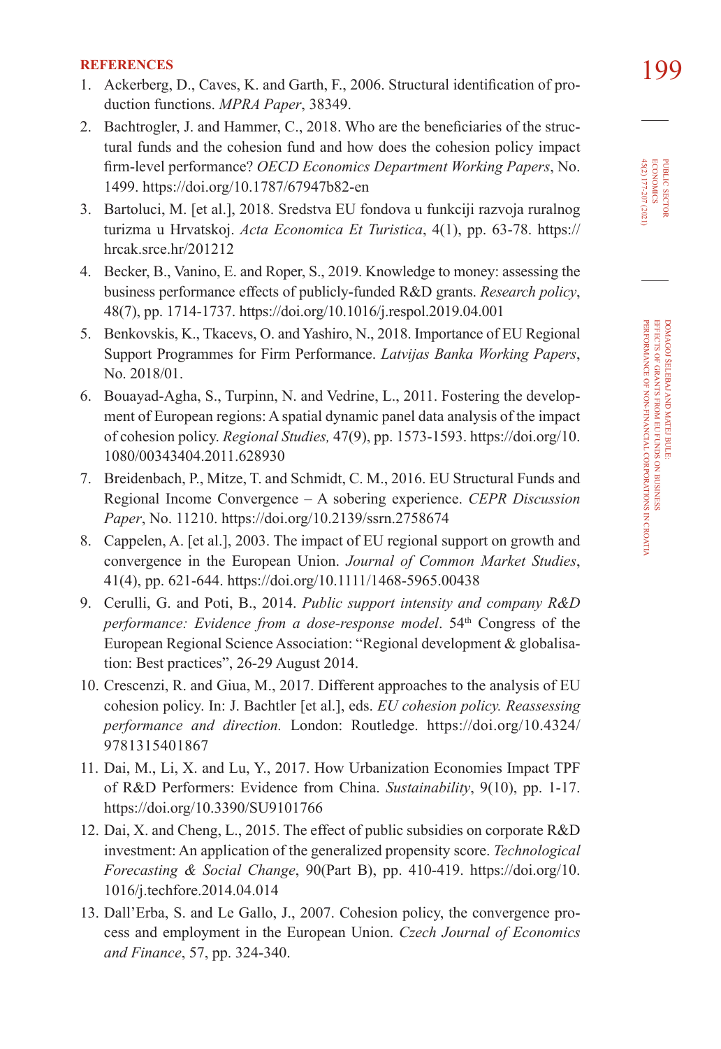**REFERENCES**

1. Ackerberg, D., Caves, K. and Garth, F., 2006. Structural identification of production functions. *MPRA Paper*, 38349.
2. Bachtrogler, J. and Hammer, C., 2018. Who are the beneficiaries of the structural funds and the cohesion fund and how does the cohesion policy impact firm-level performance? *OECD Economics Department Working Papers*, No. 1499. https://doi.org/10.1787/67947b82-en
3. Bartoluci, M. [et al.], 2018. Sredstva EU fondova u funkciji razvoja ruralnog turizma u Hrvatskoj. *Acta Economica Et Turistica*, 4(1), pp. 63-78. https://hrcak.srce.hr/201212
4. Becker, B., Vanino, E. and Roper, S., 2019. Knowledge to money: assessing the business performance effects of publicly-funded R&D grants. *Research policy*, 48(7), pp. 1714-1737. https://doi.org/10.1016/j.respol.2019.04.001
5. Benkovskis, K., Tkacevs, O. and Yashiro, N., 2018. Importance of EU Regional Support Programmes for Firm Performance. *Latvijas Banka Working Papers*, No. 2018/01.
6. Bouayad-Agha, S., Turpinn, N. and Vedrine, L., 2011. Fostering the development of European regions: A spatial dynamic panel data analysis of the impact of cohesion policy. *Regional Studies,* 47(9), pp. 1573-1593. https://doi.org/10.1080/00343404.2011.628930
7. Breidenbach, P., Mitze, T. and Schmidt, C. M., 2016. EU Structural Funds and Regional Income Convergence – A sobering experience. *CEPR Discussion Paper*, No. 11210. https://doi.org/10.2139/ssrn.2758674
8. Cappelen, A. [et al.], 2003. The impact of EU regional support on growth and convergence in the European Union. *Journal of Common Market Studies*, 41(4), pp. 621-644. https://doi.org/10.1111/1468-5965.00438
9. Cerulli, G. and Poti, B., 2014. *Public support intensity and company R&D performance: Evidence from a dose-response model*. 54th Congress of the European Regional Science Association: "Regional development & globalisation: Best practices", 26-29 August 2014.
10. Crescenzi, R. and Giua, M., 2017. Different approaches to the analysis of EU cohesion policy. In: J. Bachtler [et al.], eds. *EU cohesion policy. Reassessing performance and direction.* London: Routledge. https://doi.org/10.4324/9781315401867
11. Dai, M., Li, X. and Lu, Y., 2017. How Urbanization Economies Impact TPF of R&D Performers: Evidence from China. *Sustainability*, 9(10), pp. 1-17. https://doi.org/10.3390/SU9101766
12. Dai, X. and Cheng, L., 2015. The effect of public subsidies on corporate R&D investment: An application of the generalized propensity score. *Technological Forecasting & Social Change*, 90(Part B), pp. 410-419. https://doi.org/10.1016/j.techfore.2014.04.014
13. Dall'Erba, S. and Le Gallo, J., 2007. Cohesion policy, the convergence process and employment in the European Union. *Czech Journal of Economics and Finance*, 57, pp. 324-340.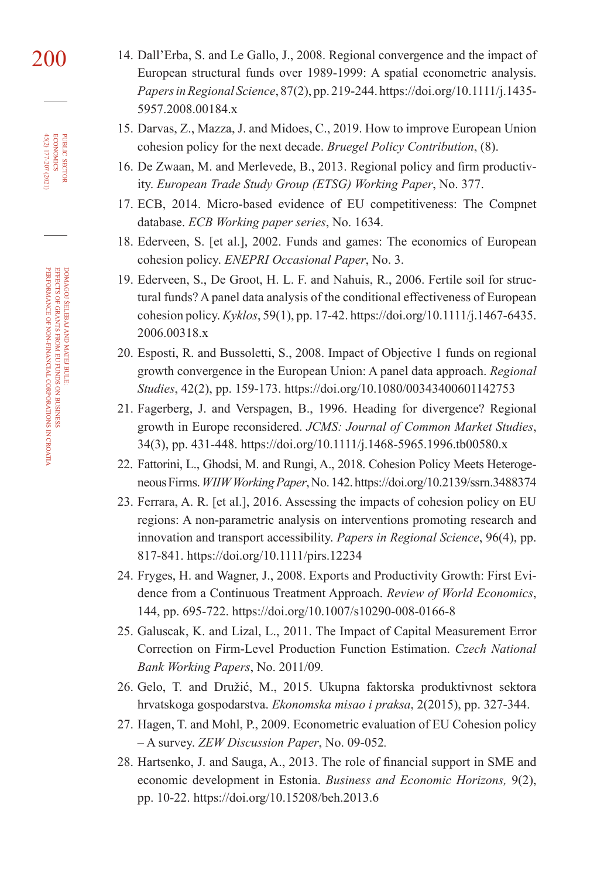14. Dall'Erba, S. and Le Gallo, J., 2008. Regional convergence and the impact of European structural funds over 1989-1999: A spatial econometric analysis. *Papers in Regional Science*, 87(2), pp. 219-244. https://doi.org/10.1111/j.1435-5957.2008.00184.x
15. Darvas, Z., Mazza, J. and Midoes, C., 2019. How to improve European Union cohesion policy for the next decade. *Bruegel Policy Contribution*, (8).
16. De Zwaan, M. and Merlevede, B., 2013. Regional policy and firm productivity. *European Trade Study Group (ETSG) Working Paper*, No. 377.
17. ECB, 2014. Micro-based evidence of EU competitiveness: The Compnet database. *ECB Working paper series*, No. 1634.
18. Ederveen, S. [et al.], 2002. Funds and games: The economics of European cohesion policy. *ENEPRI Occasional Paper*, No. 3.
19. Ederveen, S., De Groot, H. L. F. and Nahuis, R., 2006. Fertile soil for structural funds? A panel data analysis of the conditional effectiveness of European cohesion policy. *Kyklos*, 59(1), pp. 17-42. https://doi.org/10.1111/j.1467-6435.2006.00318.x
20. Esposti, R. and Bussoletti, S., 2008. Impact of Objective 1 funds on regional growth convergence in the European Union: A panel data approach. *Regional Studies*, 42(2), pp. 159-173. https://doi.org/10.1080/00343400601142753
21. Fagerberg, J. and Verspagen, B., 1996. Heading for divergence? Regional growth in Europe reconsidered. *JCMS: Journal of Common Market Studies*, 34(3), pp. 431-448. https://doi.org/10.1111/j.1468-5965.1996.tb00580.x
22. Fattorini, L., Ghodsi, M. and Rungi, A., 2018. Cohesion Policy Meets Heterogeneous Firms. *WIIW Working Paper*, No. 142. https://doi.org/10.2139/ssrn.3488374
23. Ferrara, A. R. [et al.], 2016. Assessing the impacts of cohesion policy on EU regions: A non-parametric analysis on interventions promoting research and innovation and transport accessibility. *Papers in Regional Science*, 96(4), pp. 817-841. https://doi.org/10.1111/pirs.12234
24. Fryges, H. and Wagner, J., 2008. Exports and Productivity Growth: First Evidence from a Continuous Treatment Approach. *Review of World Economics*, 144, pp. 695-722. https://doi.org/10.1007/s10290-008-0166-8
25. Galuscak, K. and Lizal, L., 2011. The Impact of Capital Measurement Error Correction on Firm-Level Production Function Estimation. *Czech National Bank Working Papers*, No. 2011/09.
26. Gelo, T. and Družić, M., 2015. Ukupna faktorska produktivnost sektora hrvatskoga gospodarstva. *Ekonomska misao i praksa*, 2(2015), pp. 327-344.
27. Hagen, T. and Mohl, P., 2009. Econometric evaluation of EU Cohesion policy – A survey. *ZEW Discussion Paper*, No. 09-052.
28. Hartsenko, J. and Sauga, A., 2013. The role of financial support in SME and economic development in Estonia. *Business and Economic Horizons,* 9(2), pp. 10-22. https://doi.org/10.15208/beh.2013.6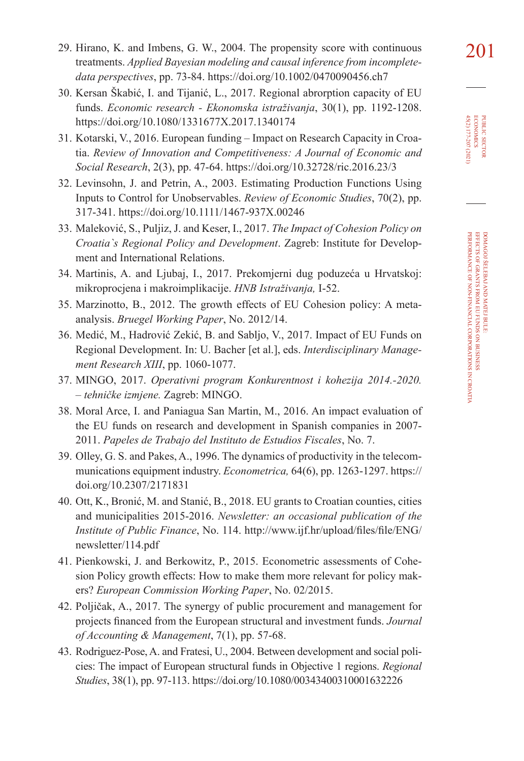29. Hirano, K. and Imbens, G. W., 2004. The propensity score with continuous treatments. *Applied Bayesian modeling and causal inference from incomplete-data perspectives*, pp. 73-84. https://doi.org/10.1002/0470090456.ch7
30. Kersan Škabić, I. and Tijanić, L., 2017. Regional abrorption capacity of EU funds. *Economic research - Ekonomska istraživanja*, 30(1), pp. 1192-1208. https://doi.org/10.1080/1331677X.2017.1340174
31. Kotarski, V., 2016. European funding – Impact on Research Capacity in Croatia. *Review of Innovation and Competitiveness: A Journal of Economic and Social Research*, 2(3), pp. 47-64. https://doi.org/10.32728/ric.2016.23/3
32. Levinsohn, J. and Petrin, A., 2003. Estimating Production Functions Using Inputs to Control for Unobservables. *Review of Economic Studies*, 70(2), pp. 317-341. https://doi.org/10.1111/1467-937X.00246
33. Maleković, S., Puljiz, J. and Keser, I., 2017. *The Impact of Cohesion Policy on Croatia`s Regional Policy and Development*. Zagreb: Institute for Development and International Relations.
34. Martinis, A. and Ljubaj, I., 2017. Prekomjerni dug poduzeća u Hrvatskoj: mikroprocjena i makroimplikacije. *HNB Istraživanja,* I-52.
35. Marzinotto, B., 2012. The growth effects of EU Cohesion policy: A meta-analysis. *Bruegel Working Paper*, No. 2012/14.
36. Medić, M., Hadrović Zekić, B. and Sabljo, V., 2017. Impact of EU Funds on Regional Development. In: U. Bacher [et al.], eds. *Interdisciplinary Management Research XIII*, pp. 1060-1077.
37. MINGO, 2017. *Operativni program Konkurentnost i kohezija 2014.-2020. – tehničke izmjene.* Zagreb: MINGO.
38. Moral Arce, I. and Paniagua San Martin, M., 2016. An impact evaluation of the EU funds on research and development in Spanish companies in 2007-2011. *Papeles de Trabajo del Instituto de Estudios Fiscales*, No. 7.
39. Olley, G. S. and Pakes, A., 1996. The dynamics of productivity in the telecommunications equipment industry. *Econometrica,* 64(6), pp. 1263-1297. https://doi.org/10.2307/2171831
40. Ott, K., Bronić, M. and Stanić, B., 2018. EU grants to Croatian counties, cities and municipalities 2015-2016. *Newsletter: an occasional publication of the Institute of Public Finance*, No. 114. http://www.ijf.hr/upload/files/file/ENG/newsletter/114.pdf
41. Pienkowski, J. and Berkowitz, P., 2015. Econometric assessments of Cohesion Policy growth effects: How to make them more relevant for policy makers? *European Commission Working Paper*, No. 02/2015.
42. Poljičak, A., 2017. The synergy of public procurement and management for projects financed from the European structural and investment funds. *Journal of Accounting & Management*, 7(1), pp. 57-68.
43. Rodriguez-Pose, A. and Fratesi, U., 2004. Between development and social policies: The impact of European structural funds in Objective 1 regions. *Regional Studies*, 38(1), pp. 97-113. https://doi.org/10.1080/0034340031000163222​6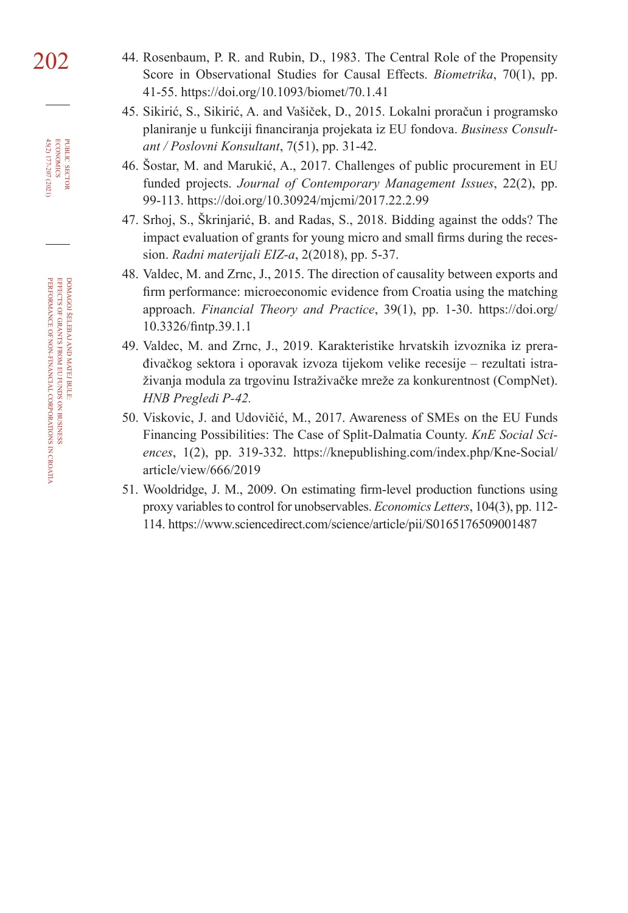44. Rosenbaum, P. R. and Rubin, D., 1983. The Central Role of the Propensity Score in Observational Studies for Causal Effects. *Biometrika*, 70(1), pp. 41-55. https://doi.org/10.1093/biomet/70.1.41
45. Sikirić, S., Sikirić, A. and Vašiček, D., 2015. Lokalni proračun i programsko planiranje u funkciji financiranja projekata iz EU fondova. *Business Consultant / Poslovni Konsultant*, 7(51), pp. 31-42.
46. Šostar, M. and Marukić, A., 2017. Challenges of public procurement in EU funded projects. *Journal of Contemporary Management Issues*, 22(2), pp. 99-113. https://doi.org/10.30924/mjcmi/2017.22.2.99
47. Srhoj, S., Škrinjarić, B. and Radas, S., 2018. Bidding against the odds? The impact evaluation of grants for young micro and small firms during the recession. *Radni materijali EIZ-a*, 2(2018), pp. 5-37.
48. Valdec, M. and Zrnc, J., 2015. The direction of causality between exports and firm performance: microeconomic evidence from Croatia using the matching approach. *Financial Theory and Practice*, 39(1), pp. 1-30. https://doi.org/10.3326/fintp.39.1.1
49. Valdec, M. and Zrnc, J., 2019. Karakteristike hrvatskih izvoznika iz prerađivačkog sektora i oporavak izvoza tijekom velike recesije – rezultati istraživanja modula za trgovinu Istraživačke mreže za konkurentnost (CompNet). *HNB Pregledi P-42.*
50. Viskovic, J. and Udovičić, M., 2017. Awareness of SMEs on the EU Funds Financing Possibilities: The Case of Split-Dalmatia County. *KnE Social Sciences*, 1(2), pp. 319-332. https://knepublishing.com/index.php/Kne-Social/article/view/666/2019
51. Wooldridge, J. M., 2009. On estimating firm-level production functions using proxy variables to control for unobservables. *Economics Letters*, 104(3), pp. 112-114. https://www.sciencedirect.com/science/article/pii/S0165176509001487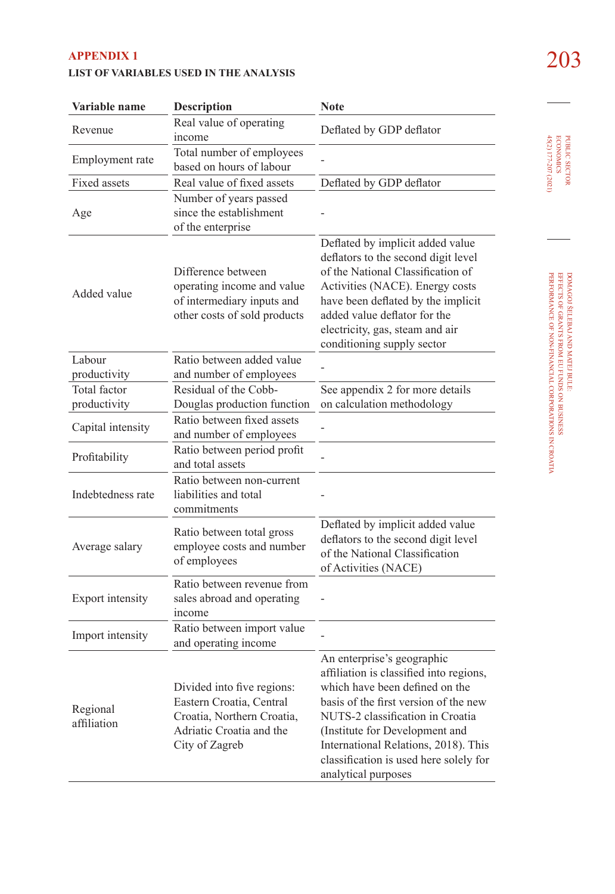## APPENDIX 1

**LIST OF VARIABLES USED IN THE ANALYSIS**

| Variable name | Description | Note |
|---|---|---|
| Revenue | Real value of operating income | Deflated by GDP deflator |
| Employment rate | Total number of employees based on hours of labour | - |
| Fixed assets | Real value of fixed assets | Deflated by GDP deflator |
| Age | Number of years passed since the establishment of the enterprise | - |
| Added value | Difference between operating income and value of intermediary inputs and other costs of sold products | Deflated by implicit added value deflators to the second digit level of the National Classification of Activities (NACE). Energy costs have been deflated by the implicit added value deflator for the electricity, gas, steam and air conditioning supply sector |
| Labour productivity | Ratio between added value and number of employees | - |
| Total factor productivity | Residual of the Cobb-Douglas production function | See appendix 2 for more details on calculation methodology |
| Capital intensity | Ratio between fixed assets and number of employees | - |
| Profitability | Ratio between period profit and total assets | - |
| Indebtedness rate | Ratio between non-current liabilities and total commitments | - |
| Average salary | Ratio between total gross employee costs and number of employees | Deflated by implicit added value deflators to the second digit level of the National Classification of Activities (NACE) |
| Export intensity | Ratio between revenue from sales abroad and operating income | - |
| Import intensity | Ratio between import value and operating income | - |
| Regional affiliation | Divided into five regions: Eastern Croatia, Central Croatia, Northern Croatia, Adriatic Croatia and the City of Zagreb | An enterprise's geographic affiliation is classified into regions, which have been defined on the basis of the first version of the new NUTS-2 classification in Croatia (Institute for Development and International Relations, 2018). This classification is used here solely for analytical purposes |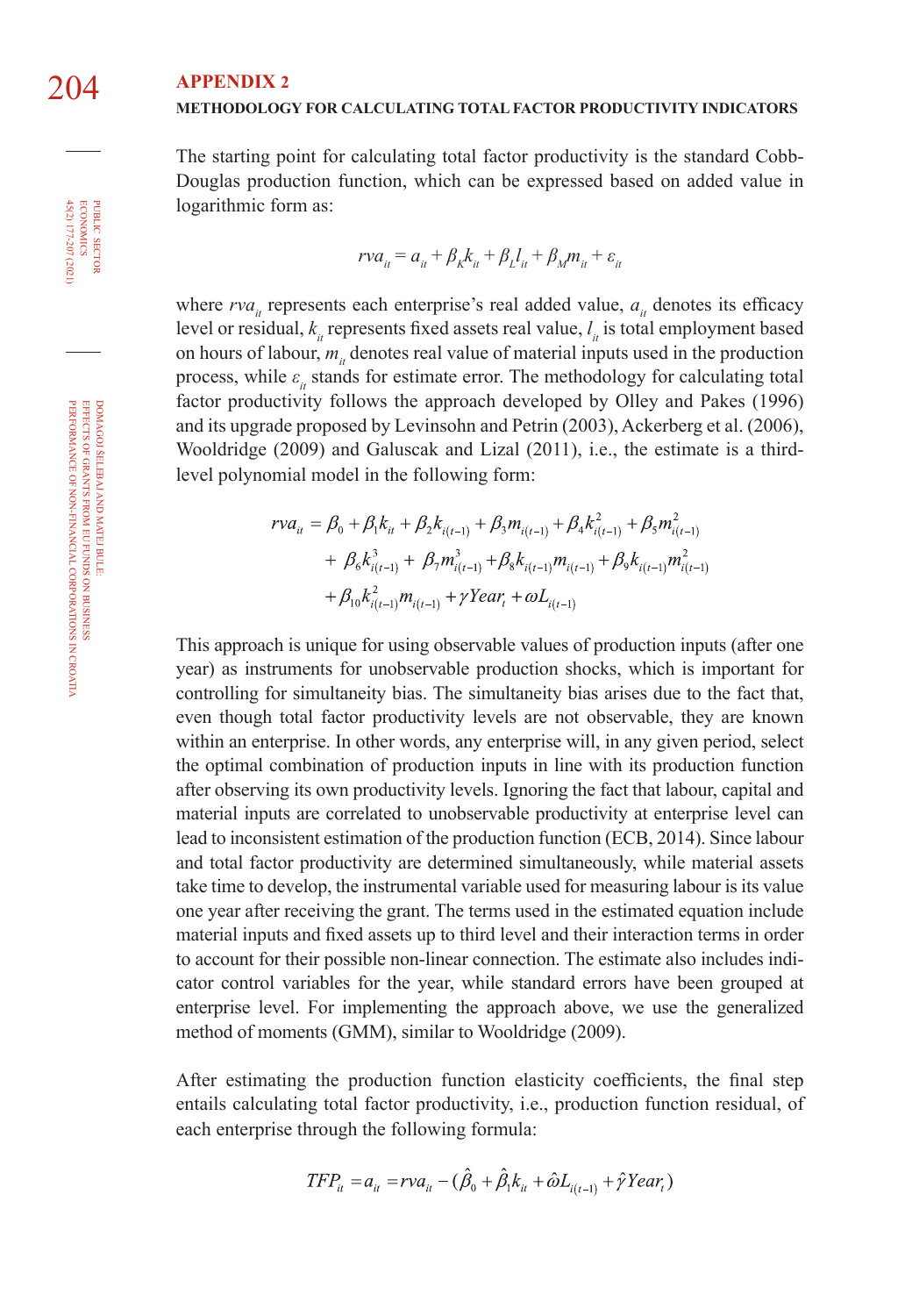## APPENDIX 2

### METHODOLOGY FOR CALCULATING TOTAL FACTOR PRODUCTIVITY INDICATORS

The starting point for calculating total factor productivity is the standard Cobb-Douglas production function, which can be expressed based on added value in logarithmic form as:

$$rva_{it} = a_{it} + \beta_K k_{it} + \beta_L l_{it} + \beta_M m_{it} + \varepsilon_{it}$$

where $rva_{it}$ represents each enterprise's real added value, $a_{it}$ denotes its efficacy level or residual, $k_{it}$ represents fixed assets real value, $l_{it}$ is total employment based on hours of labour, $m_{it}$ denotes real value of material inputs used in the production process, while $\varepsilon_{it}$ stands for estimate error. The methodology for calculating total factor productivity follows the approach developed by Olley and Pakes (1996) and its upgrade proposed by Levinsohn and Petrin (2003), Ackerberg et al. (2006), Wooldridge (2009) and Galuscak and Lizal (2011), i.e., the estimate is a third-level polynomial model in the following form:

$$\begin{aligned} rva_{it} = {} & \beta_0 + \beta_1 k_{it} + \beta_2 k_{i(t-1)} + \beta_3 m_{i(t-1)} + \beta_4 k_{i(t-1)}^2 + \beta_5 m_{i(t-1)}^2 \\ & + \beta_6 k_{i(t-1)}^3 + \beta_7 m_{i(t-1)}^3 + \beta_8 k_{i(t-1)} m_{i(t-1)} + \beta_9 k_{i(t-1)} m_{i(t-1)}^2 \\ & + \beta_{10} k_{i(t-1)}^2 m_{i(t-1)} + \gamma Year_t + \omega L_{i(t-1)} \end{aligned}$$

This approach is unique for using observable values of production inputs (after one year) as instruments for unobservable production shocks, which is important for controlling for simultaneity bias. The simultaneity bias arises due to the fact that, even though total factor productivity levels are not observable, they are known within an enterprise. In other words, any enterprise will, in any given period, select the optimal combination of production inputs in line with its production function after observing its own productivity levels. Ignoring the fact that labour, capital and material inputs are correlated to unobservable productivity at enterprise level can lead to inconsistent estimation of the production function (ECB, 2014). Since labour and total factor productivity are determined simultaneously, while material assets take time to develop, the instrumental variable used for measuring labour is its value one year after receiving the grant. The terms used in the estimated equation include material inputs and fixed assets up to third level and their interaction terms in order to account for their possible non-linear connection. The estimate also includes indicator control variables for the year, while standard errors have been grouped at enterprise level. For implementing the approach above, we use the generalized method of moments (GMM), similar to Wooldridge (2009).

After estimating the production function elasticity coefficients, the final step entails calculating total factor productivity, i.e., production function residual, of each enterprise through the following formula:

$$TFP_{it} = a_{it} = rva_{it} - (\hat{\beta}_0 + \hat{\beta}_1 k_{it} + \hat{\omega} L_{i(t-1)} + \hat{\gamma} Year_t)$$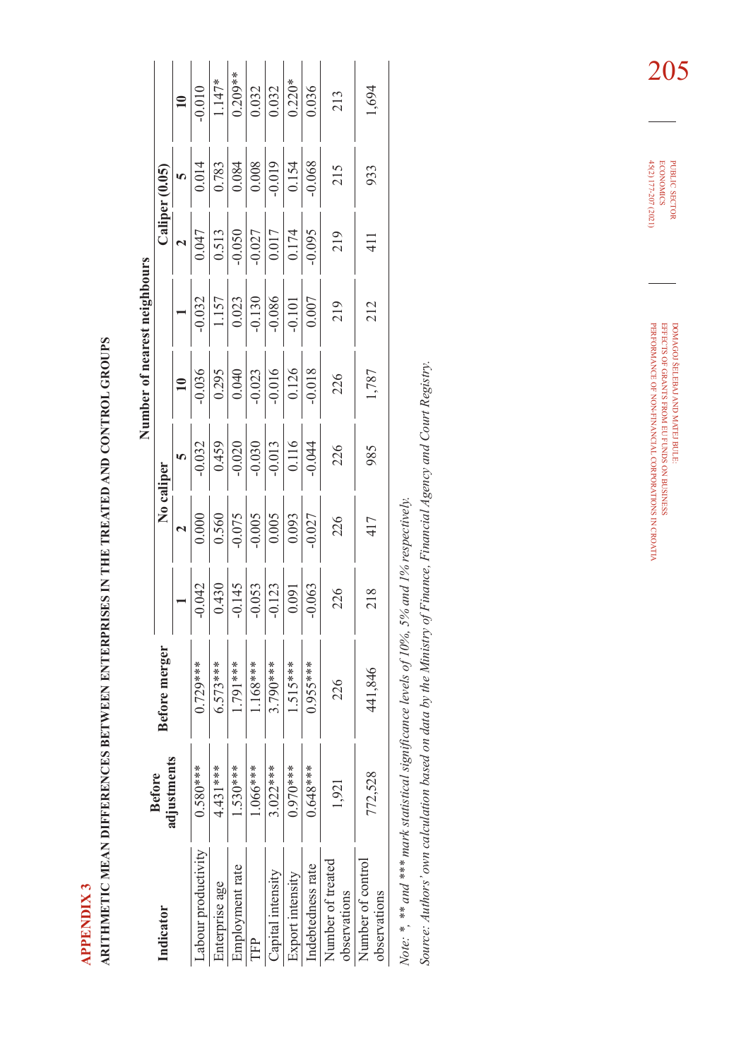## APPENDIX 3

### ARITHMETIC MEAN DIFFERENCES BETWEEN ENTERPRISES IN THE TREATED AND CONTROL GROUPS

| Indicator | Before adjustments | Before merger | Number of nearest neighbours | | | | | | | |
|---|---|---|---|---|---|---|---|---|---|---|
| | | | No caliper | | | | Caliper (0.05) | | | |
| | | | 1 | 2 | 5 | 10 | 1 | 2 | 5 | 10 |
| Labour productivity | 0.580*** | 0.729*** | -0.042 | 0.000 | -0.032 | -0.036 | -0.032 | 0.047 | 0.014 | -0.010 |
| Enterprise age | 4.431*** | 6.573*** | 0.430 | 0.560 | 0.459 | 0.295 | 1.157 | 0.513 | 0.783 | 1.147* |
| Employment rate | 1.530*** | 1.791*** | -0.145 | -0.075 | -0.020 | 0.040 | 0.023 | -0.050 | 0.084 | 0.209** |
| TFP | 1.066*** | 1.168*** | -0.053 | -0.005 | -0.030 | -0.023 | -0.130 | -0.027 | 0.008 | 0.032 |
| Capital intensity | 3.022*** | 3.790*** | -0.123 | 0.005 | -0.013 | -0.016 | -0.086 | 0.017 | -0.019 | 0.032 |
| Export intensity | 0.970*** | 1.515*** | 0.091 | 0.093 | 0.116 | 0.126 | -0.101 | 0.174 | 0.154 | 0.220* |
| Indebtedness rate | 0.648*** | 0.955*** | -0.063 | -0.027 | -0.044 | -0.018 | 0.007 | -0.095 | -0.068 | 0.036 |
| Number of treated observations | 1,921 | 226 | 226 | 226 | 226 | 226 | 219 | 219 | 215 | 213 |
| Number of control observations | 772,528 | 441,846 | 218 | 417 | 985 | 1,787 | 212 | 411 | 933 | 1,694 |

*Note: *, ** and *** mark statistical significance levels of 10%, 5% and 1% respectively.*

*Source: Authors' own calculation based on data by the Ministry of Finance, Financial Agency and Court Registry.*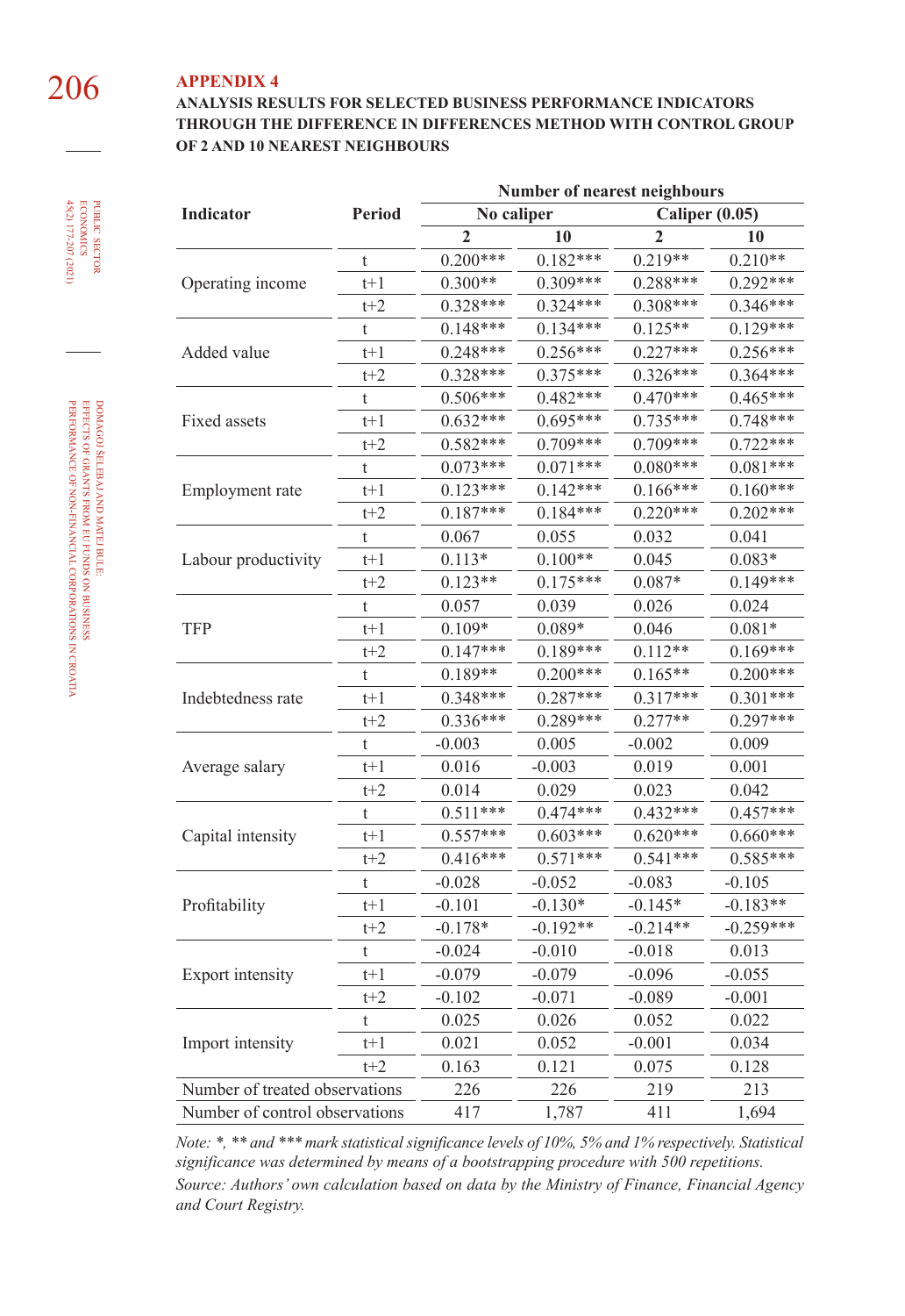## APPENDIX 4

### ANALYSIS RESULTS FOR SELECTED BUSINESS PERFORMANCE INDICATORS THROUGH THE DIFFERENCE IN DIFFERENCES METHOD WITH CONTROL GROUP OF 2 AND 10 NEAREST NEIGHBOURS

| Indicator | Period | Number of nearest neighbours | | | |
|---|---|---|---|---|---|
| | | No caliper | | Caliper (0.05) | |
| | | 2 | 10 | 2 | 10 |
| Operating income | t | 0.200*** | 0.182*** | 0.219** | 0.210** |
| | t+1 | 0.300** | 0.309*** | 0.288*** | 0.292*** |
| | t+2 | 0.328*** | 0.324*** | 0.308*** | 0.346*** |
| Added value | t | 0.148*** | 0.134*** | 0.125** | 0.129*** |
| | t+1 | 0.248*** | 0.256*** | 0.227*** | 0.256*** |
| | t+2 | 0.328*** | 0.375*** | 0.326*** | 0.364*** |
| Fixed assets | t | 0.506*** | 0.482*** | 0.470*** | 0.465*** |
| | t+1 | 0.632*** | 0.695*** | 0.735*** | 0.748*** |
| | t+2 | 0.582*** | 0.709*** | 0.709*** | 0.722*** |
| Employment rate | t | 0.073*** | 0.071*** | 0.080*** | 0.081*** |
| | t+1 | 0.123*** | 0.142*** | 0.166*** | 0.160*** |
| | t+2 | 0.187*** | 0.184*** | 0.220*** | 0.202*** |
| Labour productivity | t | 0.067 | 0.055 | 0.032 | 0.041 |
| | t+1 | 0.113* | 0.100** | 0.045 | 0.083* |
| | t+2 | 0.123** | 0.175*** | 0.087* | 0.149*** |
| TFP | t | 0.057 | 0.039 | 0.026 | 0.024 |
| | t+1 | 0.109* | 0.089* | 0.046 | 0.081* |
| | t+2 | 0.147*** | 0.189*** | 0.112** | 0.169*** |
| Indebtedness rate | t | 0.189** | 0.200*** | 0.165** | 0.200*** |
| | t+1 | 0.348*** | 0.287*** | 0.317*** | 0.301*** |
| | t+2 | 0.336*** | 0.289*** | 0.277** | 0.297*** |
| Average salary | t | -0.003 | 0.005 | -0.002 | 0.009 |
| | t+1 | 0.016 | -0.003 | 0.019 | 0.001 |
| | t+2 | 0.014 | 0.029 | 0.023 | 0.042 |
| Capital intensity | t | 0.511*** | 0.474*** | 0.432*** | 0.457*** |
| | t+1 | 0.557*** | 0.603*** | 0.620*** | 0.660*** |
| | t+2 | 0.416*** | 0.571*** | 0.541*** | 0.585*** |
| Profitability | t | -0.028 | -0.052 | -0.083 | -0.105 |
| | t+1 | -0.101 | -0.130* | -0.145* | -0.183** |
| | t+2 | -0.178* | -0.192** | -0.214** | -0.259*** |
| Export intensity | t | -0.024 | -0.010 | -0.018 | 0.013 |
| | t+1 | -0.079 | -0.079 | -0.096 | -0.055 |
| | t+2 | -0.102 | -0.071 | -0.089 | -0.001 |
| Import intensity | t | 0.025 | 0.026 | 0.052 | 0.022 |
| | t+1 | 0.021 | 0.052 | -0.001 | 0.034 |
| | t+2 | 0.163 | 0.121 | 0.075 | 0.128 |
| Number of treated observations | | 226 | 226 | 219 | 213 |
| Number of control observations | | 417 | 1,787 | 411 | 1,694 |

*Note: *, ** and *** mark statistical significance levels of 10%, 5% and 1% respectively. Statistical significance was determined by means of a bootstrapping procedure with 500 repetitions.*

*Source: Authors' own calculation based on data by the Ministry of Finance, Financial Agency and Court Registry.*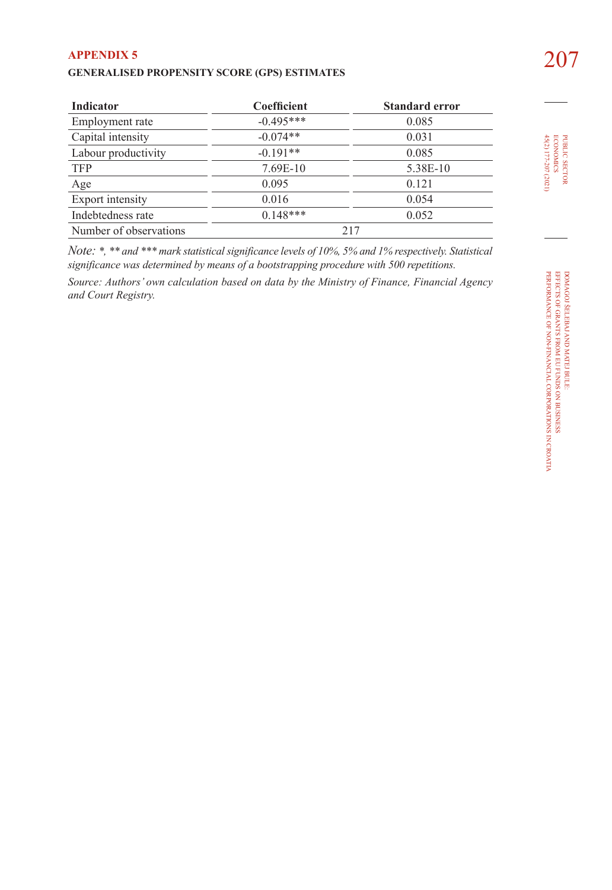## APPENDIX 5

### GENERALISED PROPENSITY SCORE (GPS) ESTIMATES

| Indicator | Coefficient | Standard error |
|---|---|---|
| Employment rate | -0.495*** | 0.085 |
| Capital intensity | -0.074** | 0.031 |
| Labour productivity | -0.191** | 0.085 |
| TFP | 7.69E-10 | 5.38E-10 |
| Age | 0.095 | 0.121 |
| Export intensity | 0.016 | 0.054 |
| Indebtedness rate | 0.148*** | 0.052 |
| Number of observations | 217 | |

*Note: *, ** and *** mark statistical significance levels of 10%, 5% and 1% respectively. Statistical significance was determined by means of a bootstrapping procedure with 500 repetitions.*

*Source: Authors' own calculation based on data by the Ministry of Finance, Financial Agency and Court Registry.*